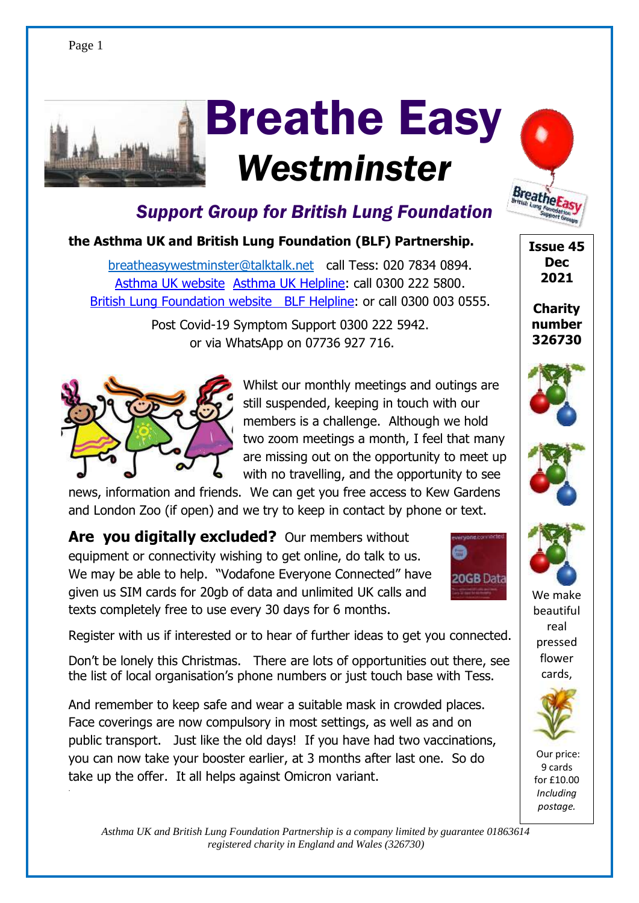# Breathe Easy

# *Westminster*

## *Support Group for British Lung Foundation*

**the Asthma UK and British Lung Foundation (BLF) Partnership.**

breatheasywestminster@talktalk.net call Tess: 020 7834 0894.
Asthma UK website Asthma UK Helpline: call 0300 222 5800.
British Lung Foundation website BLF Helpline: or call 0300 003 0555.

Post Covid-19 Symptom Support 0300 222 5942.
or via WhatsApp on 07736 927 716.

**Issue 45**
**Dec 2021**

**Charity number 326730**

Whilst our monthly meetings and outings are still suspended, keeping in touch with our members is a challenge. Although we hold two zoom meetings a month, I feel that many are missing out on the opportunity to meet up with no travelling, and the opportunity to see news, information and friends. We can get you free access to Kew Gardens and London Zoo (if open) and we try to keep in contact by phone or text.

**Are you digitally excluded?** Our members without equipment or connectivity wishing to get online, do talk to us. We may be able to help. "Vodafone Everyone Connected" have given us SIM cards for 20gb of data and unlimited UK calls and texts completely free to use every 30 days for 6 months.

Register with us if interested or to hear of further ideas to get you connected.

Don't be lonely this Christmas. There are lots of opportunities out there, see the list of local organisation's phone numbers or just touch base with Tess.

And remember to keep safe and wear a suitable mask in crowded places. Face coverings are now compulsory in most settings, as well as and on public transport. Just like the old days! If you have had two vaccinations, you can now take your booster earlier, at 3 months after last one. So do take up the offer. It all helps against Omicron variant.

We make beautiful real pressed flower cards,

Our price: 9 cards for £10.00 *Including postage.*

*Asthma UK and British Lung Foundation Partnership is a company limited by guarantee 01863614 registered charity in England and Wales (326730)*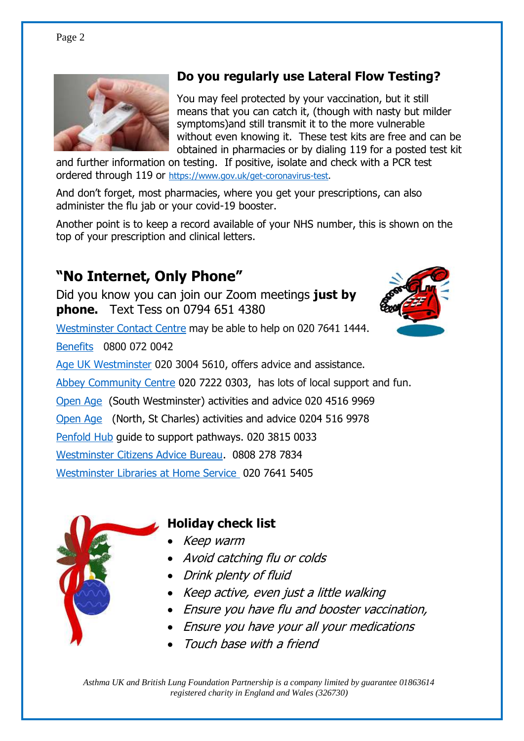## Do you regularly use Lateral Flow Testing?

You may feel protected by your vaccination, but it still means that you can catch it, (though with nasty but milder symptoms)and still transmit it to the more vulnerable without even knowing it. These test kits are free and can be obtained in pharmacies or by dialing 119 for a posted test kit and further information on testing. If positive, isolate and check with a PCR test ordered through 119 or https://www.gov.uk/get-coronavirus-test.

And don't forget, most pharmacies, where you get your prescriptions, can also administer the flu jab or your covid-19 booster.

Another point is to keep a record available of your NHS number, this is shown on the top of your prescription and clinical letters.

## "No Internet, Only Phone"

Did you know you can join our Zoom meetings **just by phone.** Text Tess on 0794 651 4380

Westminster Contact Centre may be able to help on 020 7641 1444.

Benefits 0800 072 0042

Age UK Westminster 020 3004 5610, offers advice and assistance.

Abbey Community Centre 020 7222 0303, has lots of local support and fun.

Open Age (South Westminster) activities and advice 020 4516 9969

Open Age (North, St Charles) activities and advice 0204 516 9978

Penfold Hub guide to support pathways. 020 3815 0033

Westminster Citizens Advice Bureau. 0808 278 7834

Westminster Libraries at Home Service 020 7641 5405

### Holiday check list

- *Keep warm*
- *Avoid catching flu or colds*
- *Drink plenty of fluid*
- *Keep active, even just a little walking*
- *Ensure you have flu and booster vaccination,*
- *Ensure you have your all your medications*
- *Touch base with a friend*

*Asthma UK and British Lung Foundation Partnership is a company limited by guarantee 01863614 registered charity in England and Wales (326730)*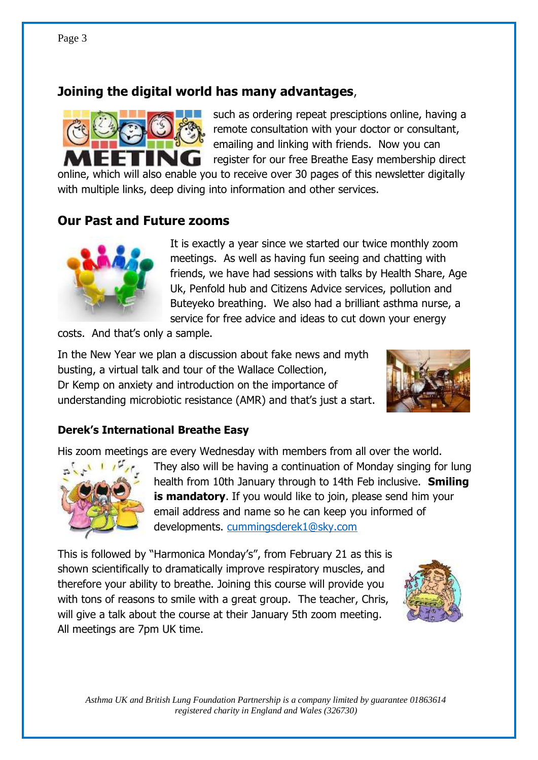## **Joining the digital world has many advantages**,

such as ordering repeat presciptions online, having a remote consultation with your doctor or consultant, emailing and linking with friends. Now you can register for our free Breathe Easy membership direct online, which will also enable you to receive over 30 pages of this newsletter digitally with multiple links, deep diving into information and other services.

## Our Past and Future zooms

It is exactly a year since we started our twice monthly zoom meetings. As well as having fun seeing and chatting with friends, we have had sessions with talks by Health Share, Age Uk, Penfold hub and Citizens Advice services, pollution and Buteyeko breathing. We also had a brilliant asthma nurse, a service for free advice and ideas to cut down your energy costs. And that's only a sample.

In the New Year we plan a discussion about fake news and myth busting, a virtual talk and tour of the Wallace Collection, Dr Kemp on anxiety and introduction on the importance of understanding microbiotic resistance (AMR) and that's just a start.

### Derek's International Breathe Easy

His zoom meetings are every Wednesday with members from all over the world. They also will be having a continuation of Monday singing for lung health from 10th January through to 14th Feb inclusive. **Smiling is mandatory**. If you would like to join, please send him your email address and name so he can keep you informed of developments. cummingsderek1@sky.com

This is followed by "Harmonica Monday's", from February 21 as this is shown scientifically to dramatically improve respiratory muscles, and therefore your ability to breathe. Joining this course will provide you with tons of reasons to smile with a great group. The teacher, Chris, will give a talk about the course at their January 5th zoom meeting. All meetings are 7pm UK time.

*Asthma UK and British Lung Foundation Partnership is a company limited by guarantee 01863614 registered charity in England and Wales (326730)*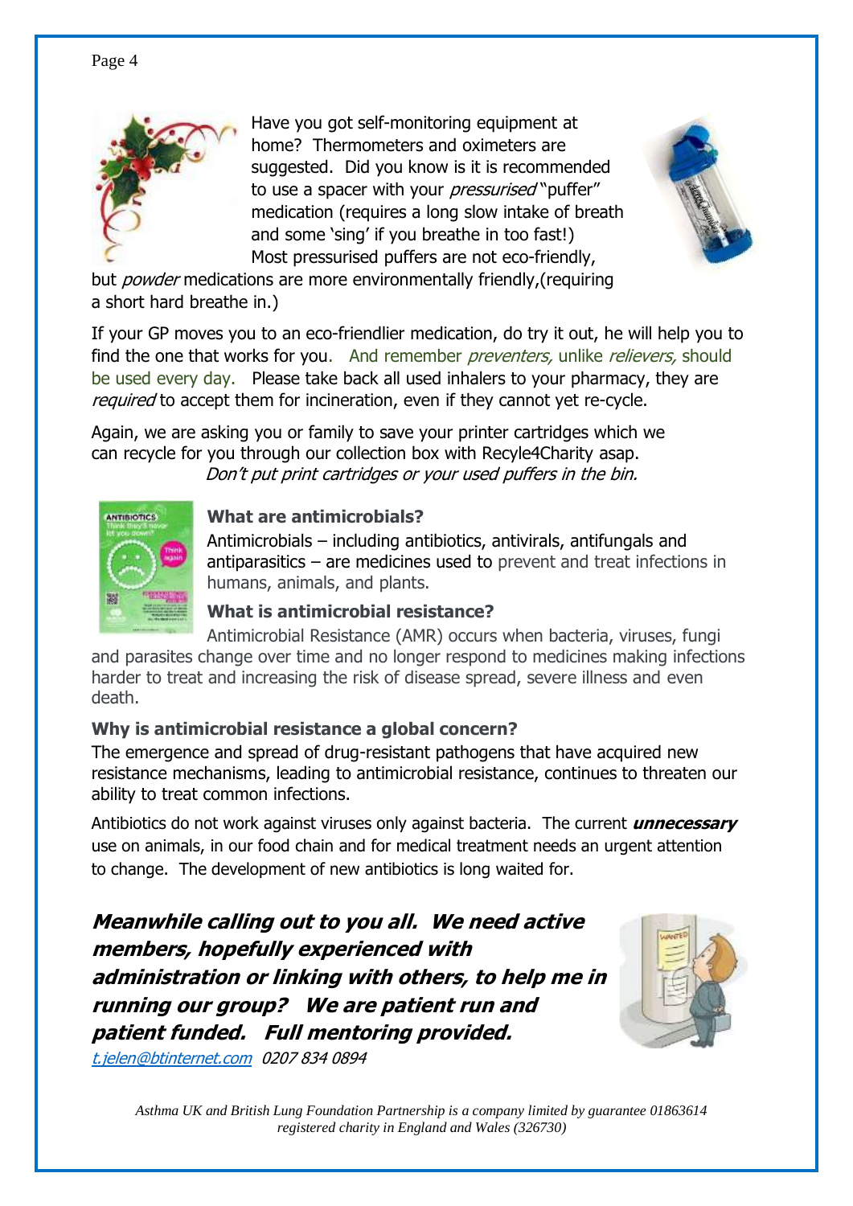Have you got self-monitoring equipment at home? Thermometers and oximeters are suggested. Did you know is it is recommended to use a spacer with your *pressurised* "puffer" medication (requires a long slow intake of breath and some 'sing' if you breathe in too fast!) Most pressurised puffers are not eco-friendly, but *powder* medications are more environmentally friendly,(requiring a short hard breathe in.)

If your GP moves you to an eco-friendlier medication, do try it out, he will help you to find the one that works for you. And remember *preventers,* unlike *relievers,* should be used every day. Please take back all used inhalers to your pharmacy, they are *required* to accept them for incineration, even if they cannot yet re-cycle.

Again, we are asking you or family to save your printer cartridges which we can recycle for you through our collection box with Recyle4Charity asap.
*Don't put print cartridges or your used puffers in the bin.*

**What are antimicrobials?**

Antimicrobials – including antibiotics, antivirals, antifungals and antiparasitics – are medicines used to prevent and treat infections in humans, animals, and plants.

**What is antimicrobial resistance?**

Antimicrobial Resistance (AMR) occurs when bacteria, viruses, fungi and parasites change over time and no longer respond to medicines making infections harder to treat and increasing the risk of disease spread, severe illness and even death.

**Why is antimicrobial resistance a global concern?**

The emergence and spread of drug-resistant pathogens that have acquired new resistance mechanisms, leading to antimicrobial resistance, continues to threaten our ability to treat common infections.

Antibiotics do not work against viruses only against bacteria. The current ***unnecessary*** use on animals, in our food chain and for medical treatment needs an urgent attention to change. The development of new antibiotics is long waited for.

***Meanwhile calling out to you all. We need active members, hopefully experienced with administration or linking with others, to help me in running our group? We are patient run and patient funded. Full mentoring provided.***

*t.jelen@btinternet.com 0207 834 0894*

*Asthma UK and British Lung Foundation Partnership is a company limited by guarantee 01863614 registered charity in England and Wales (326730)*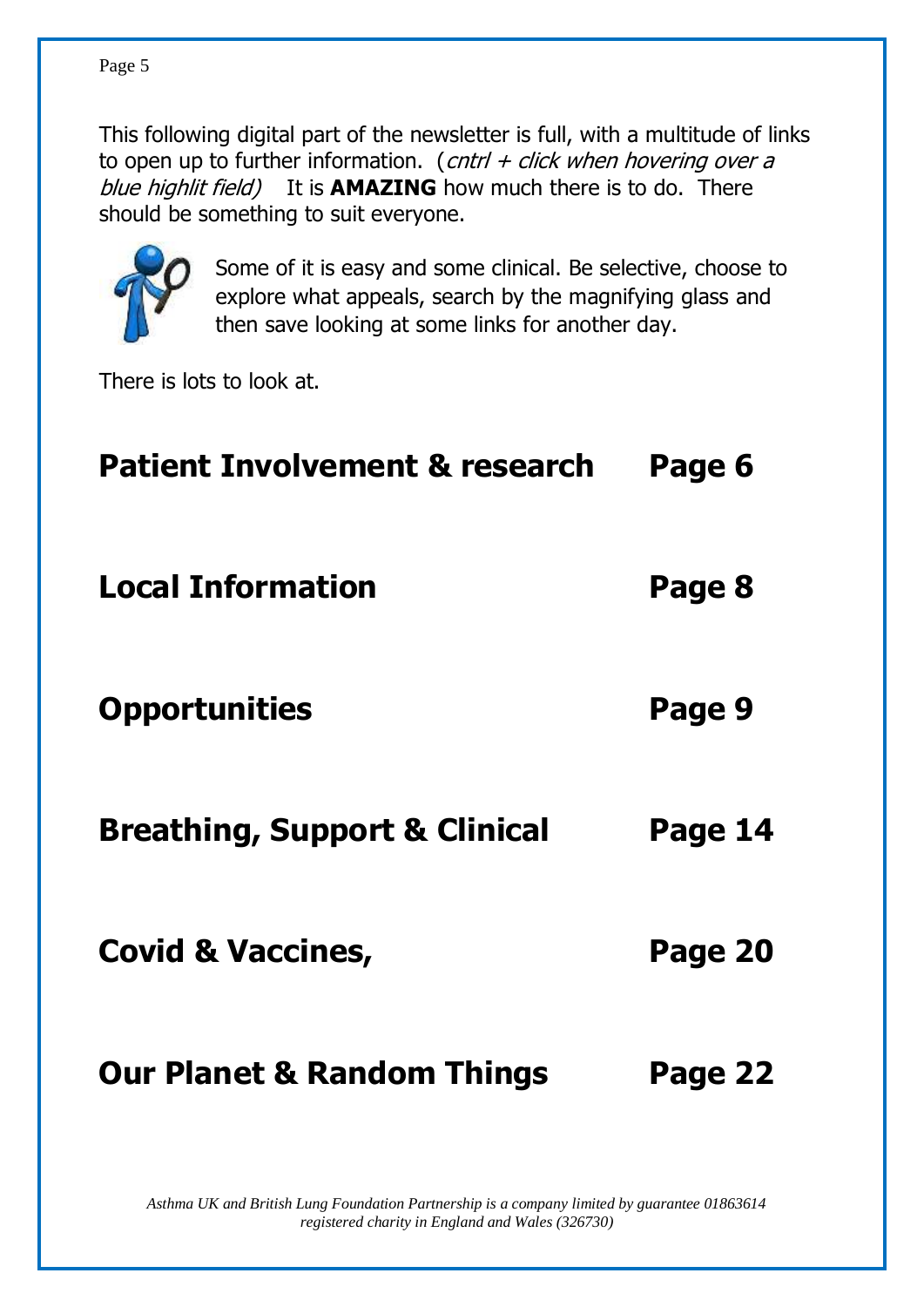This following digital part of the newsletter is full, with a multitude of links to open up to further information. (*cntrl + click when hovering over a blue highlit field)* It is **AMAZING** how much there is to do. There should be something to suit everyone.

Some of it is easy and some clinical. Be selective, choose to explore what appeals, search by the magnifying glass and then save looking at some links for another day.

There is lots to look at.

| | |
|---|---|
| **Patient Involvement & research** | **Page 6** |
| **Local Information** | **Page 8** |
| **Opportunities** | **Page 9** |
| **Breathing, Support & Clinical** | **Page 14** |
| **Covid & Vaccines,** | **Page 20** |
| **Our Planet & Random Things** | **Page 22** |

*Asthma UK and British Lung Foundation Partnership is a company limited by guarantee 01863614 registered charity in England and Wales (326730)*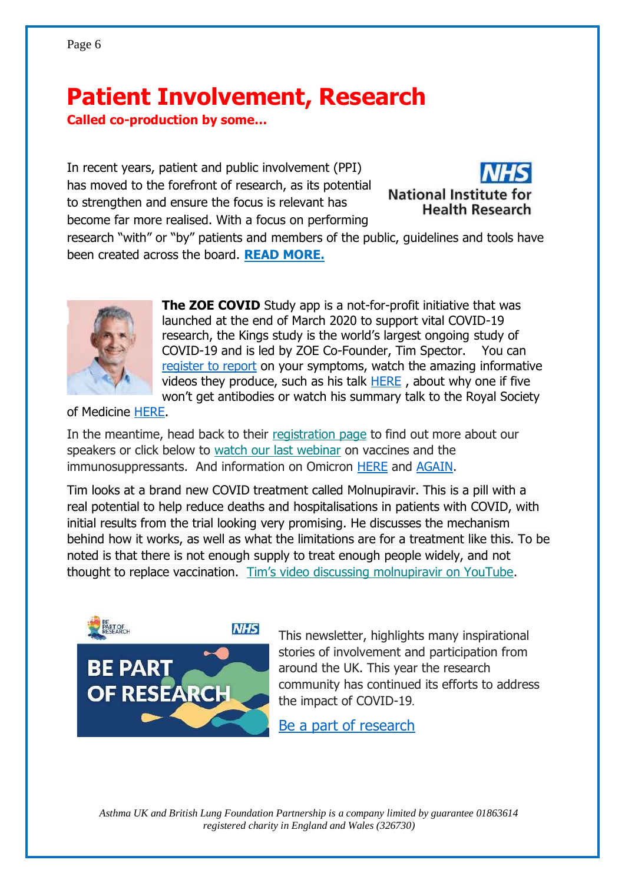# Patient Involvement, Research

**Called co-production by some…**

In recent years, patient and public involvement (PPI) has moved to the forefront of research, as its potential to strengthen and ensure the focus is relevant has become far more realised. With a focus on performing research "with" or "by" patients and members of the public, guidelines and tools have been created across the board. **READ MORE.**

**The ZOE COVID** Study app is a not-for-profit initiative that was launched at the end of March 2020 to support vital COVID-19 research, the Kings study is the world's largest ongoing study of COVID-19 and is led by ZOE Co-Founder, Tim Spector. You can register to report on your symptoms, watch the amazing informative videos they produce, such as his talk HERE , about why one if five won't get antibodies or watch his summary talk to the Royal Society of Medicine HERE.

In the meantime, head back to their registration page to find out more about our speakers or click below to watch our last webinar on vaccines and the immunosuppressants. And information on Omicron HERE and AGAIN.

Tim looks at a brand new COVID treatment called Molnupiravir. This is a pill with a real potential to help reduce deaths and hospitalisations in patients with COVID, with initial results from the trial looking very promising. He discusses the mechanism behind how it works, as well as what the limitations are for a treatment like this. To be noted is that there is not enough supply to treat enough people widely, and not thought to replace vaccination. Tim's video discussing molnupiravir on YouTube.

This newsletter, highlights many inspirational stories of involvement and participation from around the UK. This year the research community has continued its efforts to address the impact of COVID-19.

Be a part of research

*Asthma UK and British Lung Foundation Partnership is a company limited by guarantee 01863614 registered charity in England and Wales (326730)*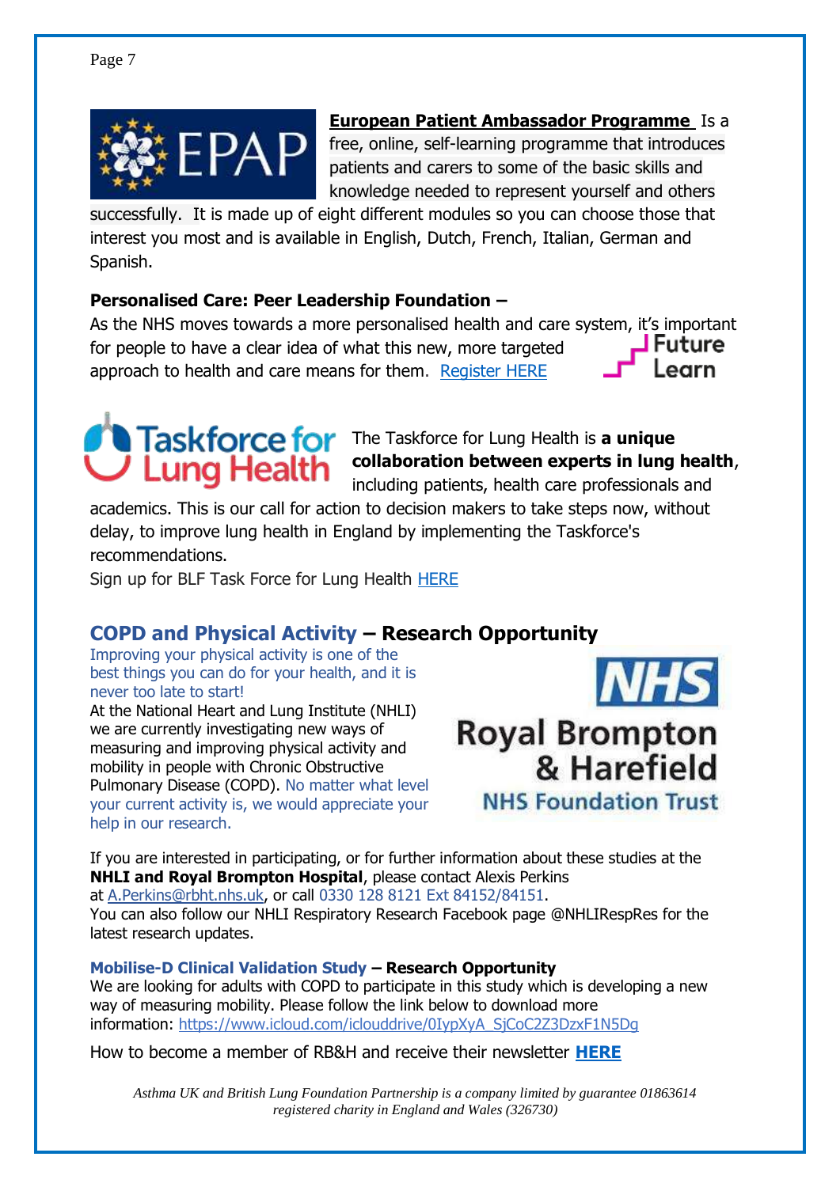**European Patient Ambassador Programme** Is a free, online, self-learning programme that introduces patients and carers to some of the basic skills and knowledge needed to represent yourself and others successfully. It is made up of eight different modules so you can choose those that interest you most and is available in English, Dutch, French, Italian, German and Spanish.

**Personalised Care: Peer Leadership Foundation –**

As the NHS moves towards a more personalised health and care system, it's important for people to have a clear idea of what this new, more targeted approach to health and care means for them. Register HERE

The Taskforce for Lung Health is **a unique collaboration between experts in lung health**, including patients, health care professionals and academics. This is our call for action to decision makers to take steps now, without delay, to improve lung health in England by implementing the Taskforce's recommendations.

Sign up for BLF Task Force for Lung Health HERE

## COPD and Physical Activity – Research Opportunity

Improving your physical activity is one of the best things you can do for your health, and it is never too late to start!

At the National Heart and Lung Institute (NHLI) we are currently investigating new ways of measuring and improving physical activity and mobility in people with Chronic Obstructive Pulmonary Disease (COPD). No matter what level your current activity is, we would appreciate your help in our research.

If you are interested in participating, or for further information about these studies at the **NHLI and Royal Brompton Hospital**, please contact Alexis Perkins at A.Perkins@rbht.nhs.uk, or call 0330 128 8121 Ext 84152/84151.

You can also follow our NHLI Respiratory Research Facebook page @NHLIRespRes for the latest research updates.

### Mobilise-D Clinical Validation Study – Research Opportunity

We are looking for adults with COPD to participate in this study which is developing a new way of measuring mobility. Please follow the link below to download more information: https://www.icloud.com/iclouddrive/0IypXyA_SjCoC2Z3DzxF1N5Dg

How to become a member of RB&H and receive their newsletter **HERE**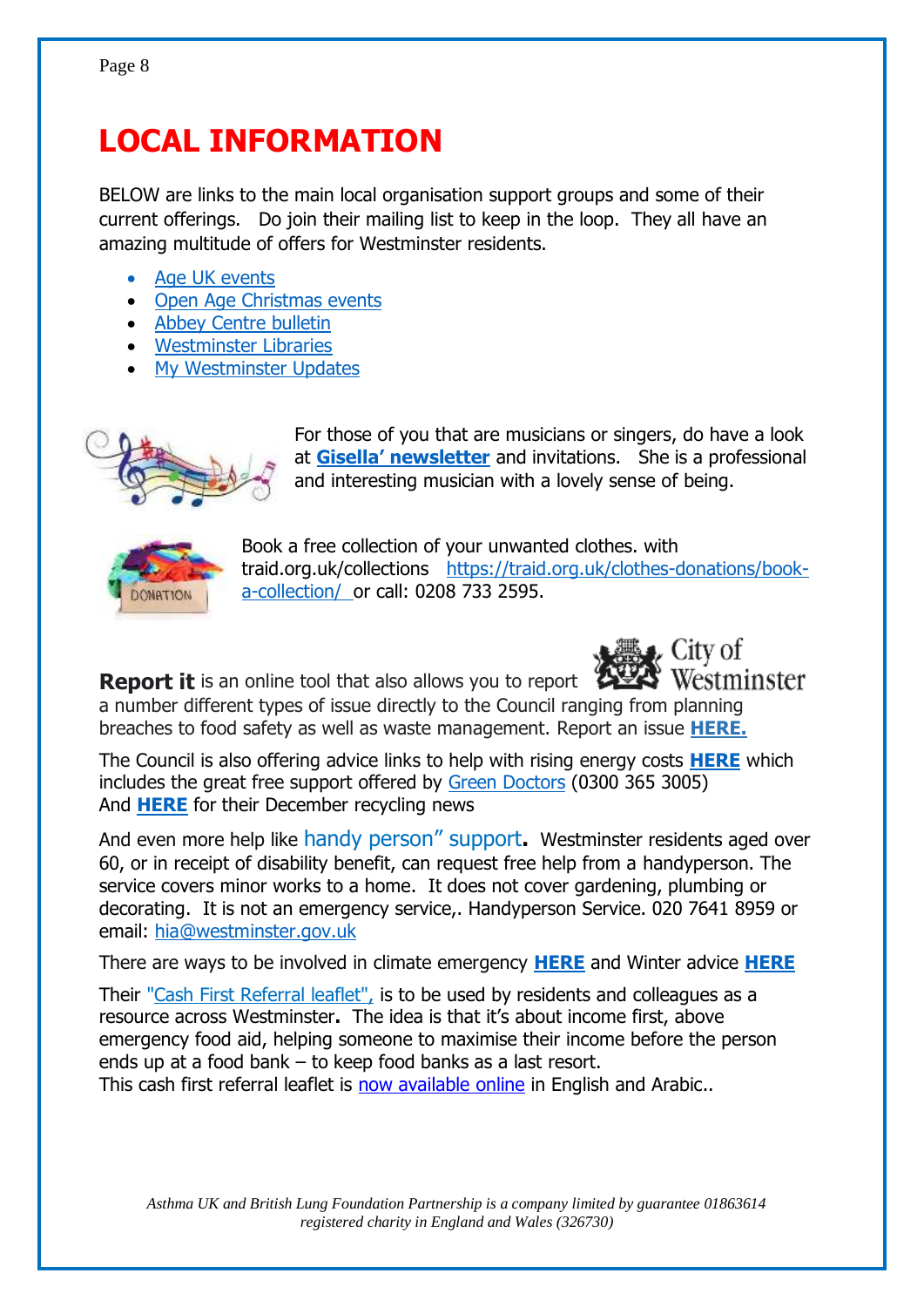# LOCAL INFORMATION

BELOW are links to the main local organisation support groups and some of their current offerings. Do join their mailing list to keep in the loop. They all have an amazing multitude of offers for Westminster residents.

- Age UK events
- Open Age Christmas events
- Abbey Centre bulletin
- Westminster Libraries
- My Westminster Updates

For those of you that are musicians or singers, do have a look at **Gisella' newsletter** and invitations. She is a professional and interesting musician with a lovely sense of being.

Book a free collection of your unwanted clothes. with traid.org.uk/collections https://traid.org.uk/clothes-donations/book-a-collection/ or call: 0208 733 2595.

**Report it** is an online tool that also allows you to report a number different types of issue directly to the Council ranging from planning breaches to food safety as well as waste management. Report an issue **HERE.**

The Council is also offering advice links to help with rising energy costs **HERE** which includes the great free support offered by Green Doctors (0300 365 3005)
And **HERE** for their December recycling news

And even more help like handy person" support**.** Westminster residents aged over 60, or in receipt of disability benefit, can request free help from a handyperson. The service covers minor works to a home. It does not cover gardening, plumbing or decorating. It is not an emergency service,. Handyperson Service. 020 7641 8959 or email: hia@westminster.gov.uk

There are ways to be involved in climate emergency **HERE** and Winter advice **HERE**

Their "Cash First Referral leaflet", is to be used by residents and colleagues as a resource across Westminster**.** The idea is that it's about income first, above emergency food aid, helping someone to maximise their income before the person ends up at a food bank – to keep food banks as a last resort.
This cash first referral leaflet is now available online in English and Arabic..

*Asthma UK and British Lung Foundation Partnership is a company limited by guarantee 01863614 registered charity in England and Wales (326730)*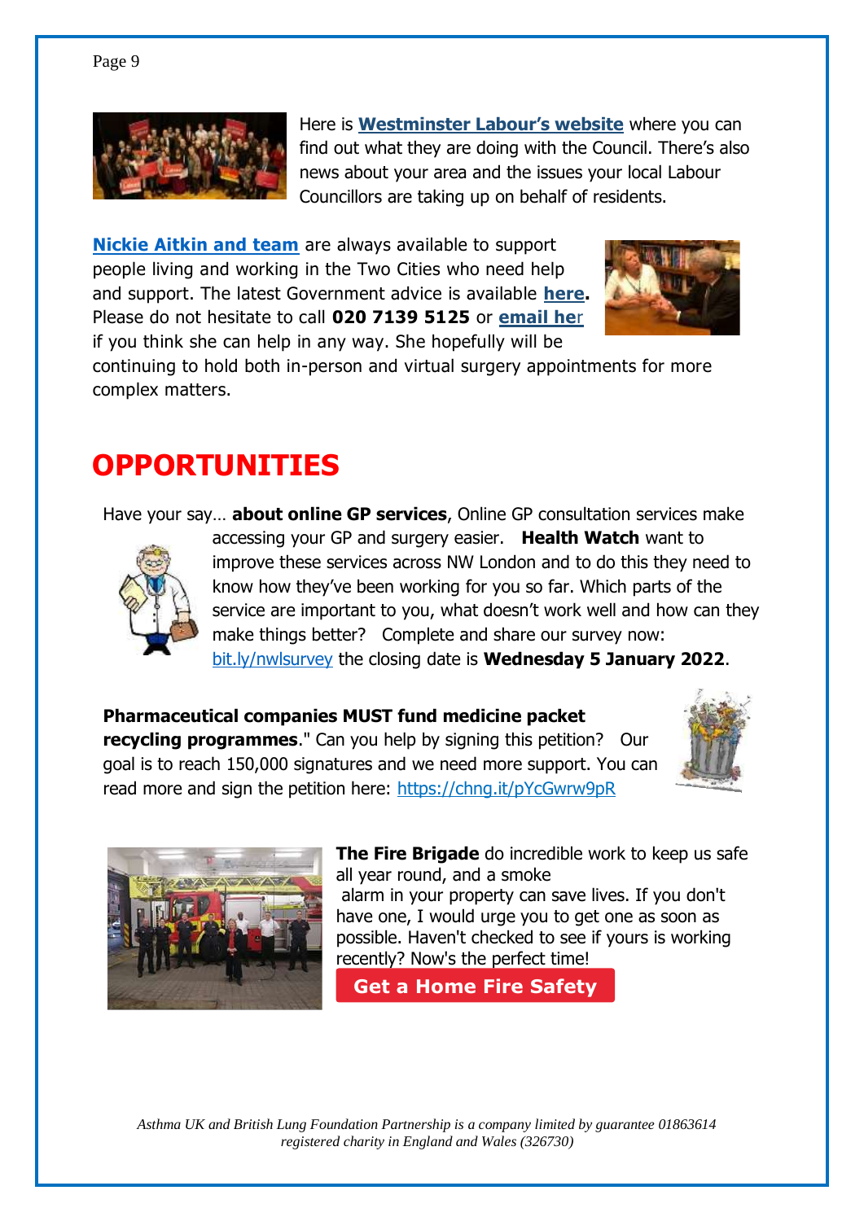Here is **Westminster Labour's website** where you can find out what they are doing with the Council. There's also news about your area and the issues your local Labour Councillors are taking up on behalf of residents.

**Nickie Aitkin and team** are always available to support people living and working in the Two Cities who need help and support. The latest Government advice is available **here**. Please do not hesitate to call **020 7139 5125** or **email her** if you think she can help in any way. She hopefully will be continuing to hold both in-person and virtual surgery appointments for more complex matters.

# OPPORTUNITIES

Have your say… **about online GP services**, Online GP consultation services make accessing your GP and surgery easier. **Health Watch** want to improve these services across NW London and to do this they need to know how they've been working for you so far. Which parts of the service are important to you, what doesn't work well and how can they make things better? Complete and share our survey now: bit.ly/nwlsurvey the closing date is **Wednesday 5 January 2022**.

**Pharmaceutical companies MUST fund medicine packet recycling programmes**." Can you help by signing this petition? Our goal is to reach 150,000 signatures and we need more support. You can read more and sign the petition here: https://chng.it/pYcGwrw9pR

**The Fire Brigade** do incredible work to keep us safe all year round, and a smoke alarm in your property can save lives. If you don't have one, I would urge you to get one as soon as possible. Haven't checked to see if yours is working recently? Now's the perfect time!

**Get a Home Fire Safety**

*Asthma UK and British Lung Foundation Partnership is a company limited by guarantee 01863614 registered charity in England and Wales (326730)*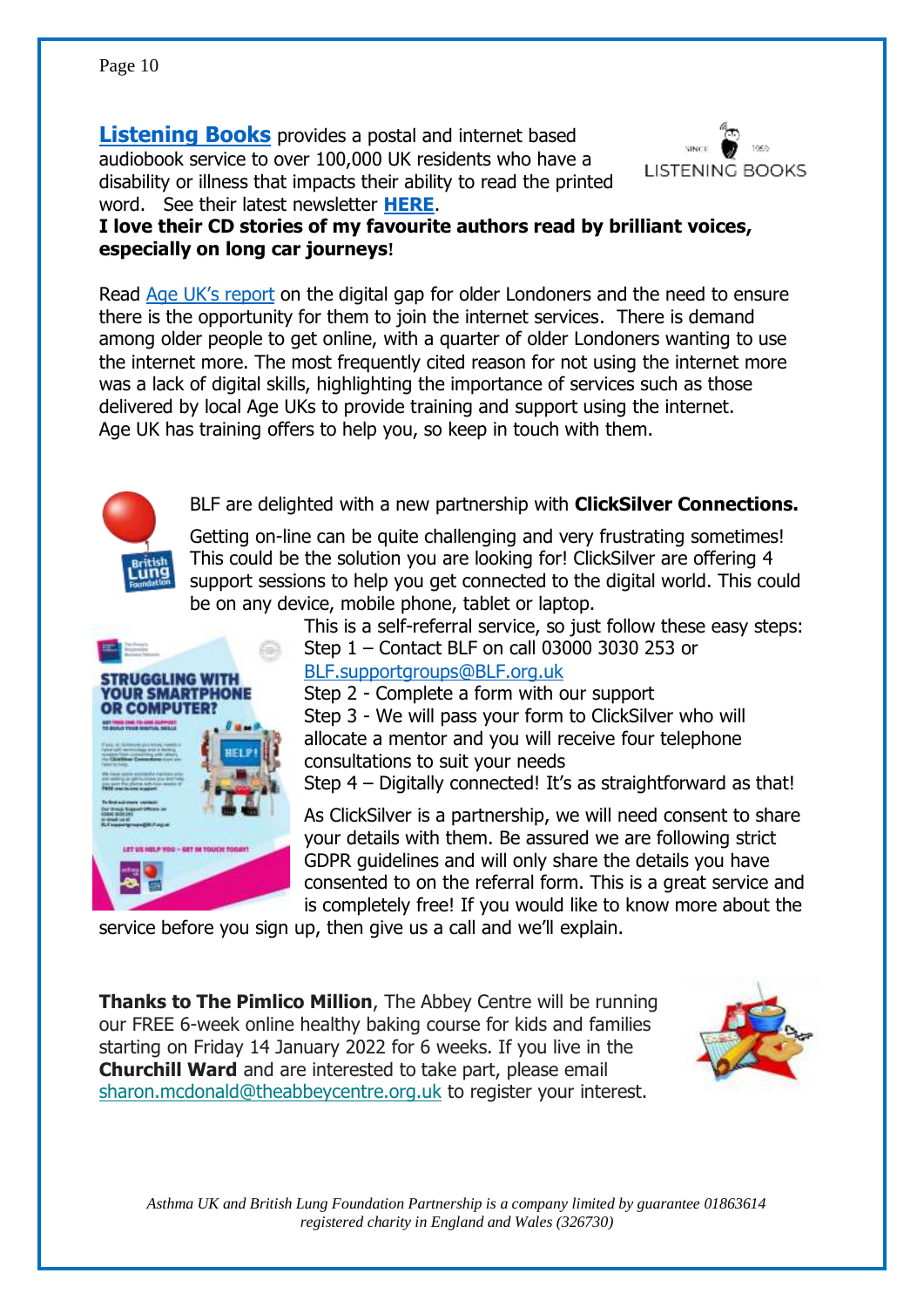**Listening Books** provides a postal and internet based audiobook service to over 100,000 UK residents who have a disability or illness that impacts their ability to read the printed word. See their latest newsletter **HERE**.

**I love their CD stories of my favourite authors read by brilliant voices, especially on long car journeys!**

Read Age UK's report on the digital gap for older Londoners and the need to ensure there is the opportunity for them to join the internet services. There is demand among older people to get online, with a quarter of older Londoners wanting to use the internet more. The most frequently cited reason for not using the internet more was a lack of digital skills, highlighting the importance of services such as those delivered by local Age UKs to provide training and support using the internet. Age UK has training offers to help you, so keep in touch with them.

BLF are delighted with a new partnership with **ClickSilver Connections.**

Getting on-line can be quite challenging and very frustrating sometimes! This could be the solution you are looking for! ClickSilver are offering 4 support sessions to help you get connected to the digital world. This could be on any device, mobile phone, tablet or laptop.

This is a self-referral service, so just follow these easy steps:

Step 1 – Contact BLF on call 03000 3030 253 or BLF.supportgroups@BLF.org.uk

Step 2 - Complete a form with our support

Step 3 - We will pass your form to ClickSilver who will allocate a mentor and you will receive four telephone consultations to suit your needs

Step 4 – Digitally connected! It's as straightforward as that!

As ClickSilver is a partnership, we will need consent to share your details with them. Be assured we are following strict GDPR guidelines and will only share the details you have consented to on the referral form. This is a great service and is completely free! If you would like to know more about the service before you sign up, then give us a call and we'll explain.

**Thanks to The Pimlico Million**, The Abbey Centre will be running our FREE 6-week online healthy baking course for kids and families starting on Friday 14 January 2022 for 6 weeks. If you live in the **Churchill Ward** and are interested to take part, please email sharon.mcdonald@theabbeycentre.org.uk to register your interest.

*Asthma UK and British Lung Foundation Partnership is a company limited by guarantee 01863614 registered charity in England and Wales (326730)*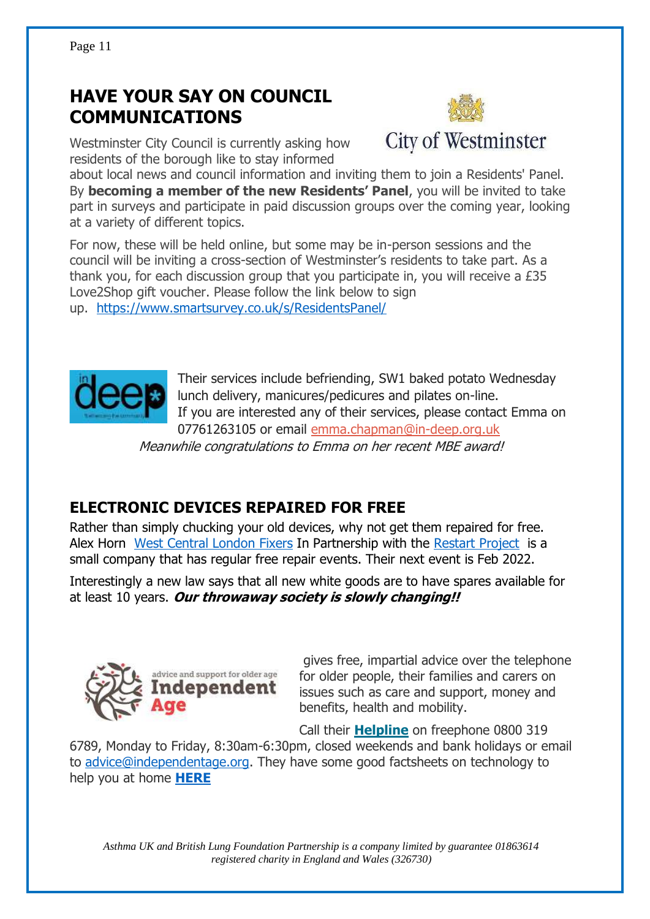## HAVE YOUR SAY ON COUNCIL COMMUNICATIONS

Westminster City Council is currently asking how residents of the borough like to stay informed about local news and council information and inviting them to join a Residents' Panel. By **becoming a member of the new Residents' Panel**, you will be invited to take part in surveys and participate in paid discussion groups over the coming year, looking at a variety of different topics.

For now, these will be held online, but some may be in-person sessions and the council will be inviting a cross-section of Westminster's residents to take part. As a thank you, for each discussion group that you participate in, you will receive a £35 Love2Shop gift voucher. Please follow the link below to sign up. https://www.smartsurvey.co.uk/s/ResidentsPanel/

Their services include befriending, SW1 baked potato Wednesday lunch delivery, manicures/pedicures and pilates on-line. If you are interested any of their services, please contact Emma on 07761263105 or email emma.chapman@in-deep.org.uk

*Meanwhile congratulations to Emma on her recent MBE award!*

## ELECTRONIC DEVICES REPAIRED FOR FREE

Rather than simply chucking your old devices, why not get them repaired for free. Alex Horn West Central London Fixers In Partnership with the Restart Project is a small company that has regular free repair events. Their next event is Feb 2022.

Interestingly a new law says that all new white goods are to have spares available for at least 10 years. ***Our throwaway society is slowly changing!!***

gives free, impartial advice over the telephone for older people, their families and carers on issues such as care and support, money and benefits, health and mobility.

Call their **Helpline** on freephone 0800 319 6789, Monday to Friday, 8:30am-6:30pm, closed weekends and bank holidays or email to advice@independentage.org. They have some good factsheets on technology to help you at home **HERE**

*Asthma UK and British Lung Foundation Partnership is a company limited by guarantee 01863614 registered charity in England and Wales (326730)*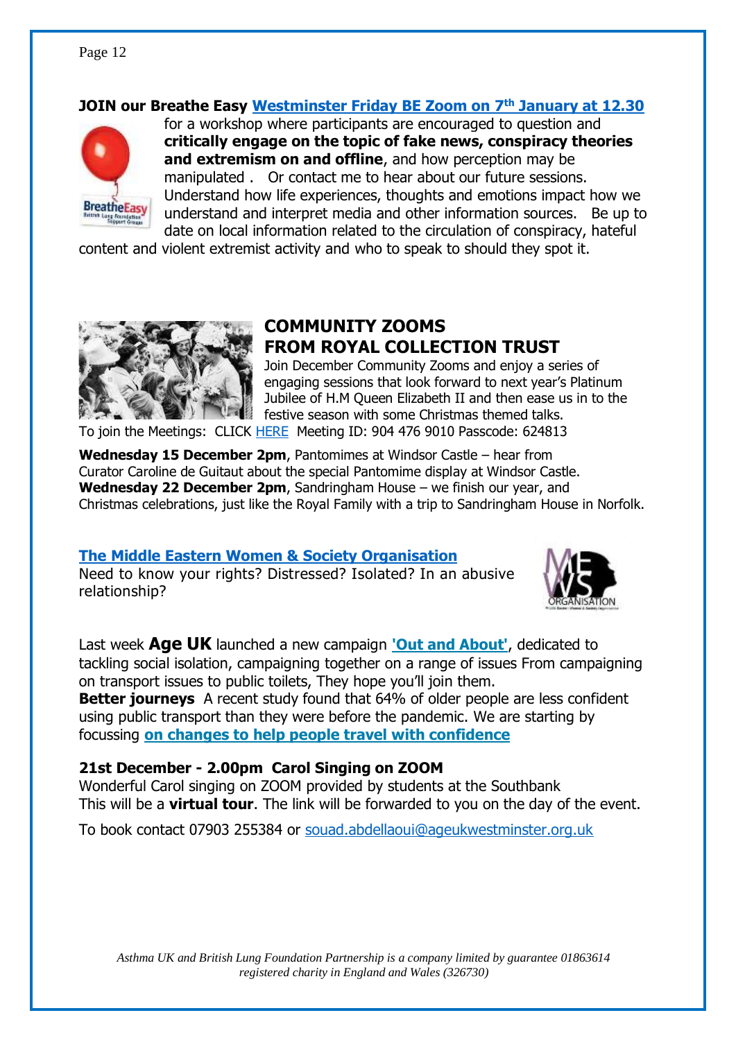**JOIN our Breathe Easy Westminster Friday BE Zoom on 7th January at 12.30** for a workshop where participants are encouraged to question and **critically engage on the topic of fake news, conspiracy theories and extremism on and offline**, and how perception may be manipulated . Or contact me to hear about our future sessions. Understand how life experiences, thoughts and emotions impact how we understand and interpret media and other information sources. Be up to date on local information related to the circulation of conspiracy, hateful content and violent extremist activity and who to speak to should they spot it.

## COMMUNITY ZOOMS FROM ROYAL COLLECTION TRUST

Join December Community Zooms and enjoy a series of engaging sessions that look forward to next year's Platinum Jubilee of H.M Queen Elizabeth II and then ease us in to the festive season with some Christmas themed talks.

To join the Meetings: CLICK HERE Meeting ID: 904 476 9010 Passcode: 624813

**Wednesday 15 December 2pm**, Pantomimes at Windsor Castle – hear from Curator Caroline de Guitaut about the special Pantomime display at Windsor Castle.
**Wednesday 22 December 2pm**, Sandringham House – we finish our year, and Christmas celebrations, just like the Royal Family with a trip to Sandringham House in Norfolk.

**The Middle Eastern Women & Society Organisation**

Need to know your rights? Distressed? Isolated? In an abusive relationship?

Last week **Age UK** launched a new campaign **'Out and About'**, dedicated to tackling social isolation, campaigning together on a range of issues From campaigning on transport issues to public toilets, They hope you'll join them.
**Better journeys** A recent study found that 64% of older people are less confident using public transport than they were before the pandemic. We are starting by focussing **on changes to help people travel with confidence**

**21st December - 2.00pm Carol Singing on ZOOM**

Wonderful Carol singing on ZOOM provided by students at the Southbank
This will be a **virtual tour**. The link will be forwarded to you on the day of the event.

To book contact 07903 255384 or souad.abdellaoui@ageukwestminster.org.uk

*Asthma UK and British Lung Foundation Partnership is a company limited by guarantee 01863614 registered charity in England and Wales (326730)*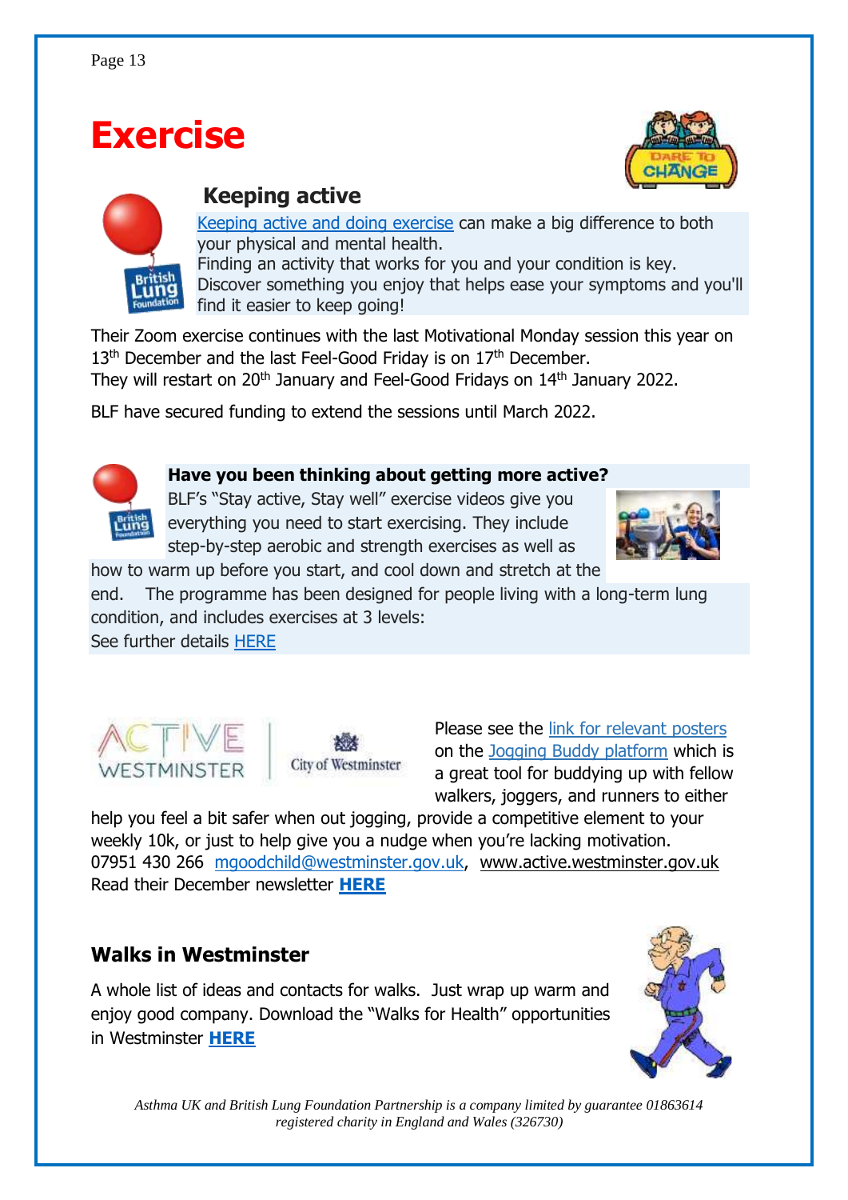# Exercise

## Keeping active

[Keeping active and doing exercise](#) can make a big difference to both your physical and mental health.
Finding an activity that works for you and your condition is key.
Discover something you enjoy that helps ease your symptoms and you'll find it easier to keep going!

Their Zoom exercise continues with the last Motivational Monday session this year on 13th December and the last Feel-Good Friday is on 17th December.
They will restart on 20th January and Feel-Good Fridays on 14th January 2022.

BLF have secured funding to extend the sessions until March 2022.

**Have you been thinking about getting more active?**

BLF's "Stay active, Stay well" exercise videos give you everything you need to start exercising. They include step-by-step aerobic and strength exercises as well as how to warm up before you start, and cool down and stretch at the end. The programme has been designed for people living with a long-term lung condition, and includes exercises at 3 levels:
See further details [HERE](#)

Please see the [link for relevant posters](#) on the [Jogging Buddy platform](#) which is a great tool for buddying up with fellow walkers, joggers, and runners to either help you feel a bit safer when out jogging, provide a competitive element to your weekly 10k, or just to help give you a nudge when you're lacking motivation.
07951 430 266 mgoodchild@westminster.gov.uk, www.active.westminster.gov.uk
Read their December newsletter **[HERE](#)**

## Walks in Westminster

A whole list of ideas and contacts for walks. Just wrap up warm and enjoy good company. Download the "Walks for Health" opportunities in Westminster **[HERE](#)**

*Asthma UK and British Lung Foundation Partnership is a company limited by guarantee 01863614 registered charity in England and Wales (326730)*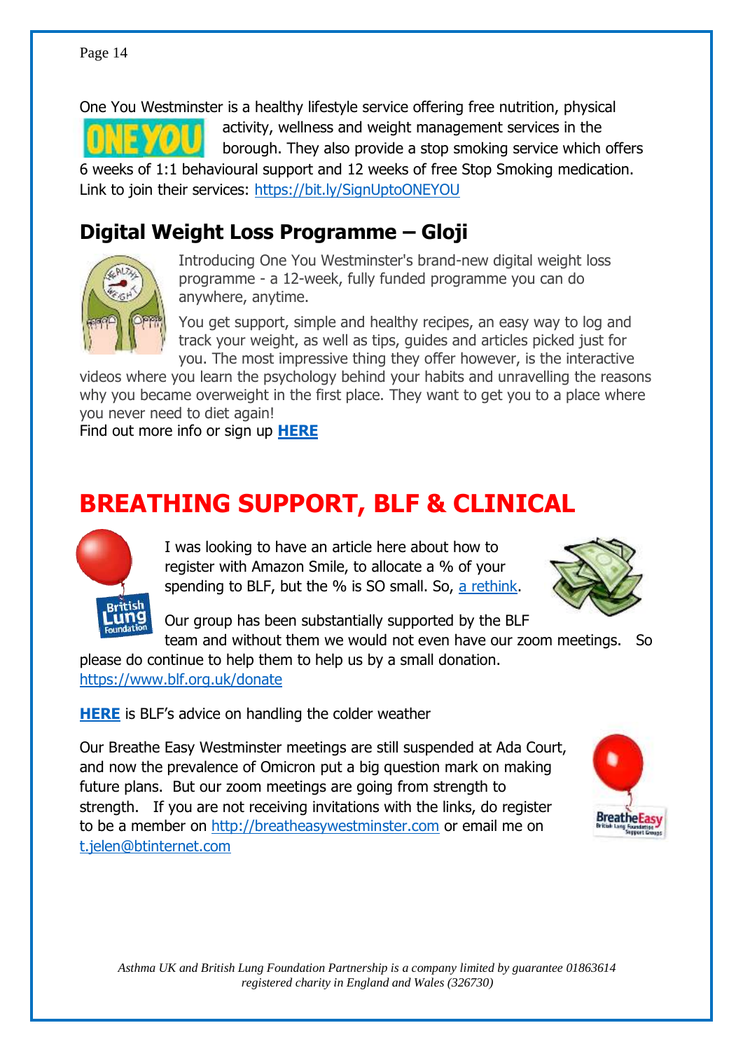One You Westminster is a healthy lifestyle service offering free nutrition, physical activity, wellness and weight management services in the borough. They also provide a stop smoking service which offers 6 weeks of 1:1 behavioural support and 12 weeks of free Stop Smoking medication. Link to join their services: https://bit.ly/SignUptoONEYOU

## Digital Weight Loss Programme – Gloji

Introducing One You Westminster's brand-new digital weight loss programme - a 12-week, fully funded programme you can do anywhere, anytime.

You get support, simple and healthy recipes, an easy way to log and track your weight, as well as tips, guides and articles picked just for you. The most impressive thing they offer however, is the interactive videos where you learn the psychology behind your habits and unravelling the reasons why you became overweight in the first place. They want to get you to a place where you never need to diet again!

Find out more info or sign up **HERE**

# BREATHING SUPPORT, BLF & CLINICAL

I was looking to have an article here about how to register with Amazon Smile, to allocate a % of your spending to BLF, but the % is SO small. So, a rethink.

Our group has been substantially supported by the BLF team and without them we would not even have our zoom meetings. So please do continue to help them to help us by a small donation. https://www.blf.org.uk/donate

**HERE** is BLF's advice on handling the colder weather

Our Breathe Easy Westminster meetings are still suspended at Ada Court, and now the prevalence of Omicron put a big question mark on making future plans. But our zoom meetings are going from strength to strength. If you are not receiving invitations with the links, do register to be a member on http://breatheasywestminster.com or email me on t.jelen@btinternet.com

*Asthma UK and British Lung Foundation Partnership is a company limited by guarantee 01863614 registered charity in England and Wales (326730)*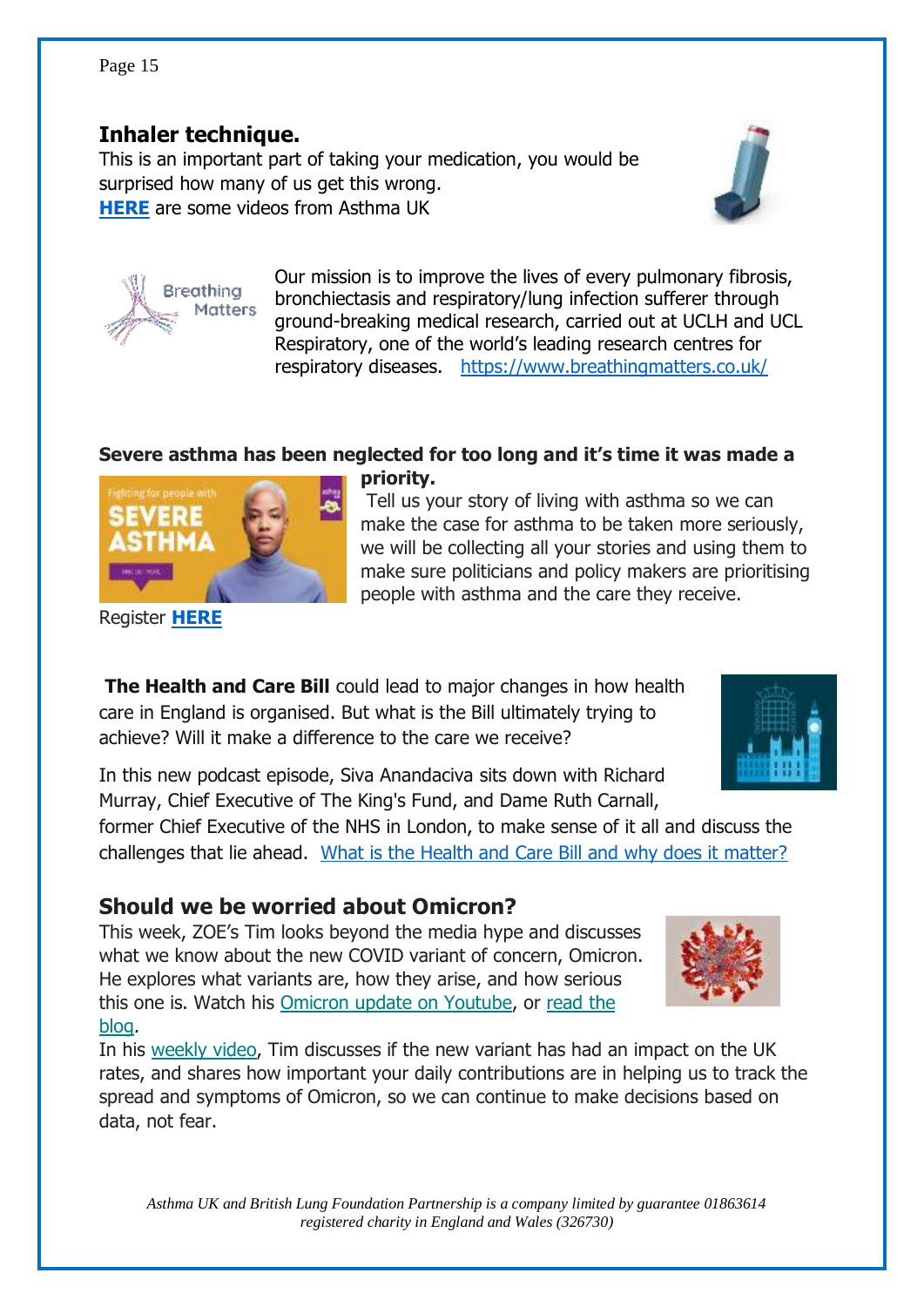## Inhaler technique.

This is an important part of taking your medication, you would be surprised how many of us get this wrong.
**HERE** are some videos from Asthma UK

Our mission is to improve the lives of every pulmonary fibrosis, bronchiectasis and respiratory/lung infection sufferer through ground-breaking medical research, carried out at UCLH and UCL Respiratory, one of the world's leading research centres for respiratory diseases. https://www.breathingmatters.co.uk/

**Severe asthma has been neglected for too long and it's time it was made a priority.**

Tell us your story of living with asthma so we can make the case for asthma to be taken more seriously, we will be collecting all your stories and using them to make sure politicians and policy makers are prioritising people with asthma and the care they receive.

Register **HERE**

**The Health and Care Bill** could lead to major changes in how health care in England is organised. But what is the Bill ultimately trying to achieve? Will it make a difference to the care we receive?

In this new podcast episode, Siva Anandaciva sits down with Richard Murray, Chief Executive of The King's Fund, and Dame Ruth Carnall, former Chief Executive of the NHS in London, to make sense of it all and discuss the challenges that lie ahead. What is the Health and Care Bill and why does it matter?

## Should we be worried about Omicron?

This week, ZOE's Tim looks beyond the media hype and discusses what we know about the new COVID variant of concern, Omicron. He explores what variants are, how they arise, and how serious this one is. Watch his Omicron update on Youtube, or read the blog.

In his weekly video, Tim discusses if the new variant has had an impact on the UK rates, and shares how important your daily contributions are in helping us to track the spread and symptoms of Omicron, so we can continue to make decisions based on data, not fear.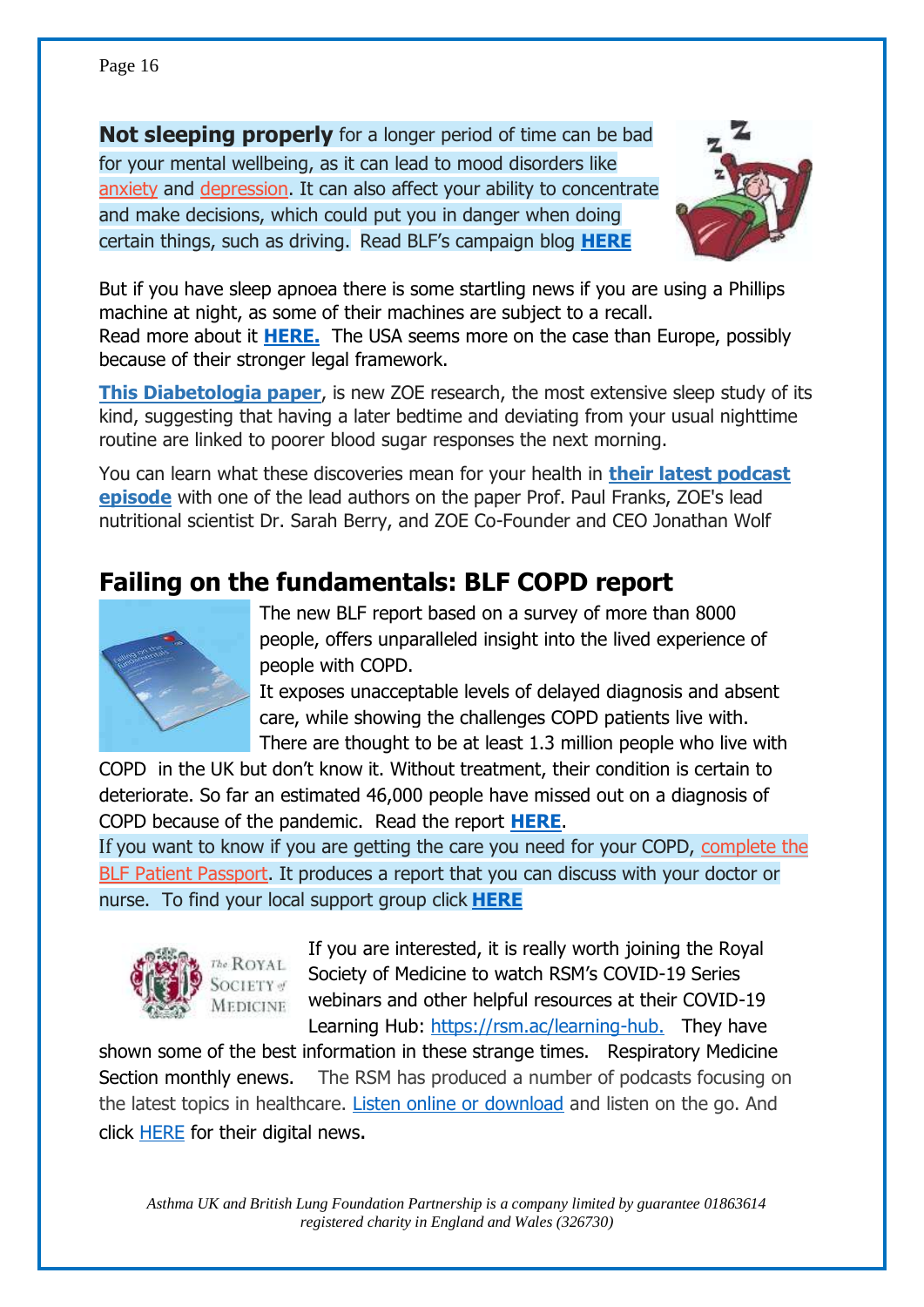**Not sleeping properly** for a longer period of time can be bad for your mental wellbeing, as it can lead to mood disorders like anxiety and depression. It can also affect your ability to concentrate and make decisions, which could put you in danger when doing certain things, such as driving. Read BLF's campaign blog **HERE**

But if you have sleep apnoea there is some startling news if you are using a Phillips machine at night, as some of their machines are subject to a recall.
Read more about it **HERE.** The USA seems more on the case than Europe, possibly because of their stronger legal framework.

**This Diabetologia paper**, is new ZOE research, the most extensive sleep study of its kind, suggesting that having a later bedtime and deviating from your usual nighttime routine are linked to poorer blood sugar responses the next morning.

You can learn what these discoveries mean for your health in **their latest podcast episode** with one of the lead authors on the paper Prof. Paul Franks, ZOE's lead nutritional scientist Dr. Sarah Berry, and ZOE Co-Founder and CEO Jonathan Wolf

## Failing on the fundamentals: BLF COPD report

The new BLF report based on a survey of more than 8000 people, offers unparalleled insight into the lived experience of people with COPD.
It exposes unacceptable levels of delayed diagnosis and absent care, while showing the challenges COPD patients live with.
There are thought to be at least 1.3 million people who live with COPD in the UK but don't know it. Without treatment, their condition is certain to deteriorate. So far an estimated 46,000 people have missed out on a diagnosis of COPD because of the pandemic. Read the report **HERE**.
If you want to know if you are getting the care you need for your COPD, complete the BLF Patient Passport. It produces a report that you can discuss with your doctor or nurse. To find your local support group click **HERE**

If you are interested, it is really worth joining the Royal Society of Medicine to watch RSM's COVID-19 Series webinars and other helpful resources at their COVID-19 Learning Hub: https://rsm.ac/learning-hub. They have shown some of the best information in these strange times. Respiratory Medicine Section monthly enews. The RSM has produced a number of podcasts focusing on the latest topics in healthcare. Listen online or download and listen on the go. And click HERE for their digital news.

*Asthma UK and British Lung Foundation Partnership is a company limited by guarantee 01863614 registered charity in England and Wales (326730)*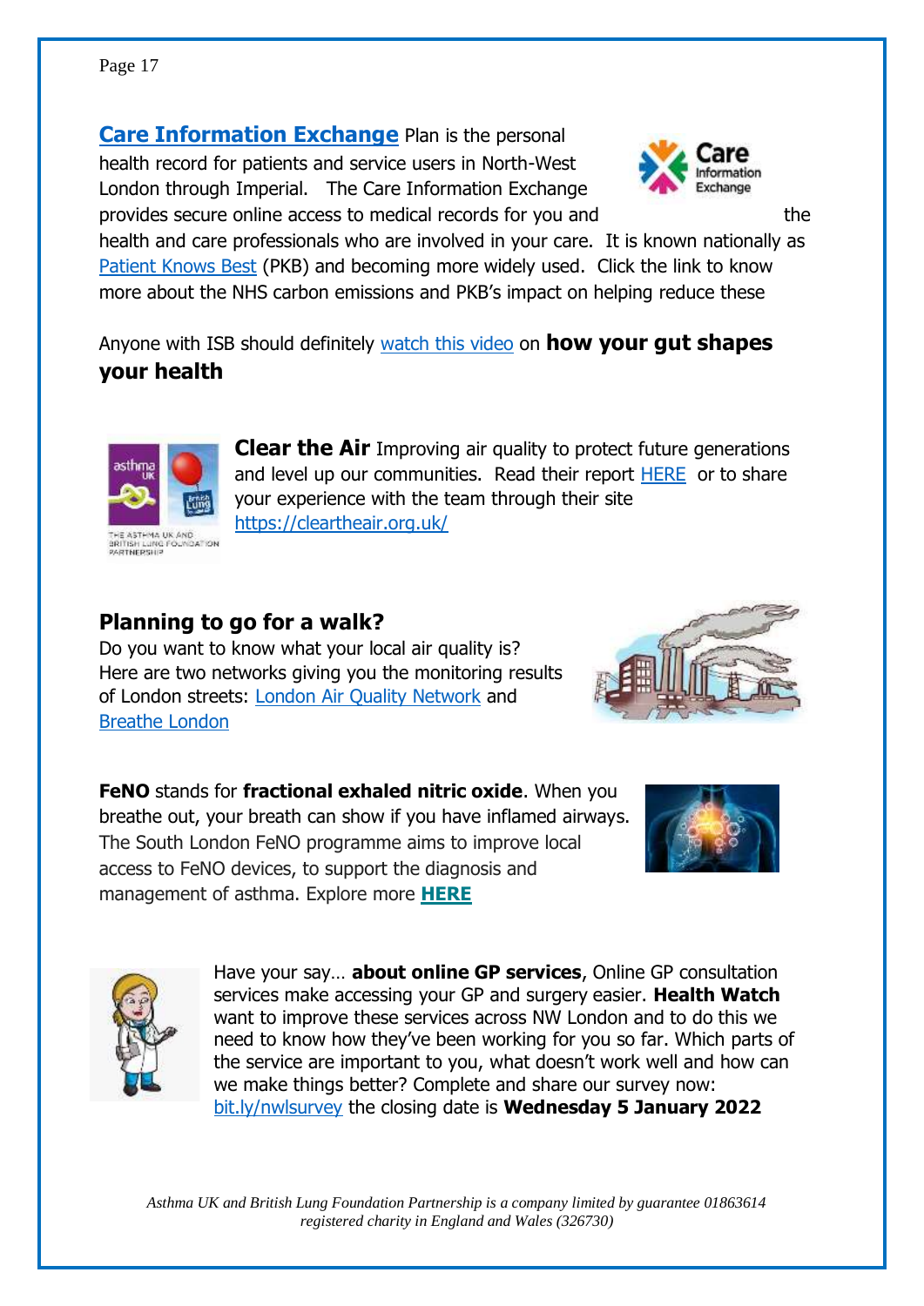**Care Information Exchange** Plan is the personal health record for patients and service users in North-West London through Imperial. The Care Information Exchange provides secure online access to medical records for you and the health and care professionals who are involved in your care. It is known nationally as Patient Knows Best (PKB) and becoming more widely used. Click the link to know more about the NHS carbon emissions and PKB's impact on helping reduce these

Anyone with ISB should definitely watch this video on **how your gut shapes your health**

**Clear the Air** Improving air quality to protect future generations and level up our communities. Read their report HERE or to share your experience with the team through their site https://cleartheair.org.uk/

## Planning to go for a walk?

Do you want to know what your local air quality is? Here are two networks giving you the monitoring results of London streets: London Air Quality Network and Breathe London

**FeNO** stands for **fractional exhaled nitric oxide**. When you breathe out, your breath can show if you have inflamed airways. The South London FeNO programme aims to improve local access to FeNO devices, to support the diagnosis and management of asthma. Explore more **HERE**

Have your say… **about online GP services**, Online GP consultation services make accessing your GP and surgery easier. **Health Watch** want to improve these services across NW London and to do this we need to know how they've been working for you so far. Which parts of the service are important to you, what doesn't work well and how can we make things better? Complete and share our survey now: bit.ly/nwlsurvey the closing date is **Wednesday 5 January 2022**

*Asthma UK and British Lung Foundation Partnership is a company limited by guarantee 01863614 registered charity in England and Wales (326730)*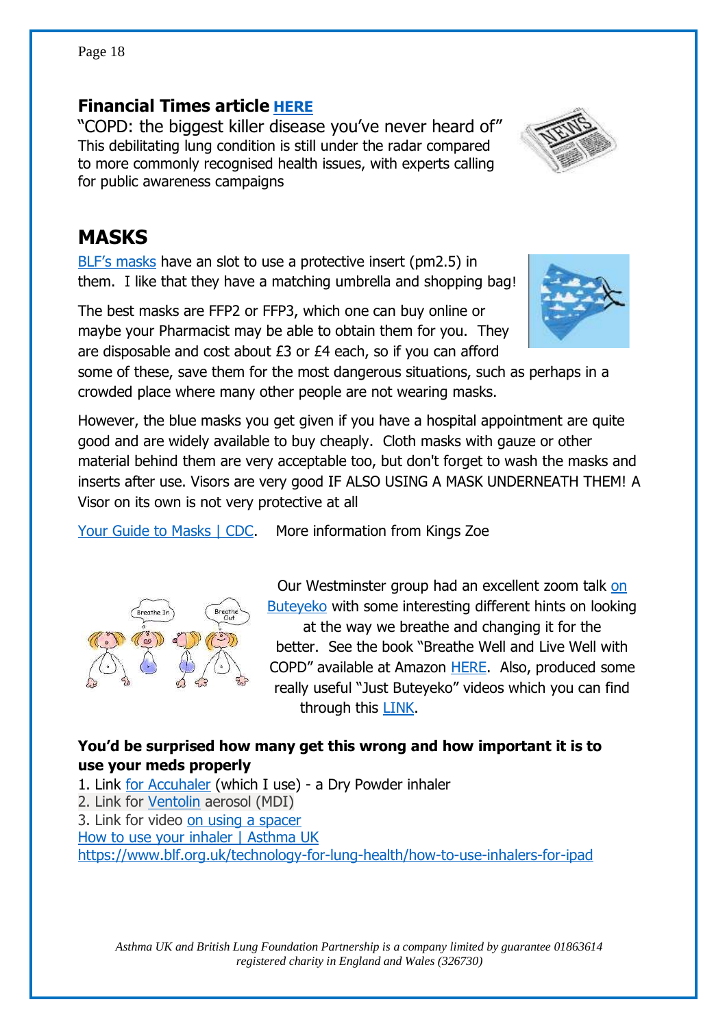### Financial Times article HERE

"COPD: the biggest killer disease you've never heard of"
This debilitating lung condition is still under the radar compared to more commonly recognised health issues, with experts calling for public awareness campaigns

## MASKS

BLF's masks have an slot to use a protective insert (pm2.5) in them. I like that they have a matching umbrella and shopping bag!

The best masks are FFP2 or FFP3, which one can buy online or maybe your Pharmacist may be able to obtain them for you. They are disposable and cost about £3 or £4 each, so if you can afford some of these, save them for the most dangerous situations, such as perhaps in a crowded place where many other people are not wearing masks.

However, the blue masks you get given if you have a hospital appointment are quite good and are widely available to buy cheaply. Cloth masks with gauze or other material behind them are very acceptable too, but don't forget to wash the masks and inserts after use. Visors are very good IF ALSO USING A MASK UNDERNEATH THEM! A Visor on its own is not very protective at all

Your Guide to Masks | CDC. More information from Kings Zoe

Our Westminster group had an excellent zoom talk on Buteyeko with some interesting different hints on looking at the way we breathe and changing it for the better. See the book "Breathe Well and Live Well with COPD" available at Amazon HERE. Also, produced some really useful "Just Buteyeko" videos which you can find through this LINK.

**You'd be surprised how many get this wrong and how important it is to use your meds properly**

1. Link for Accuhaler (which I use) - a Dry Powder inhaler
2. Link for Ventolin aerosol (MDI)
3. Link for video on using a spacer

How to use your inhaler | Asthma UK
https://www.blf.org.uk/technology-for-lung-health/how-to-use-inhalers-for-ipad

*Asthma UK and British Lung Foundation Partnership is a company limited by guarantee 01863614 registered charity in England and Wales (326730)*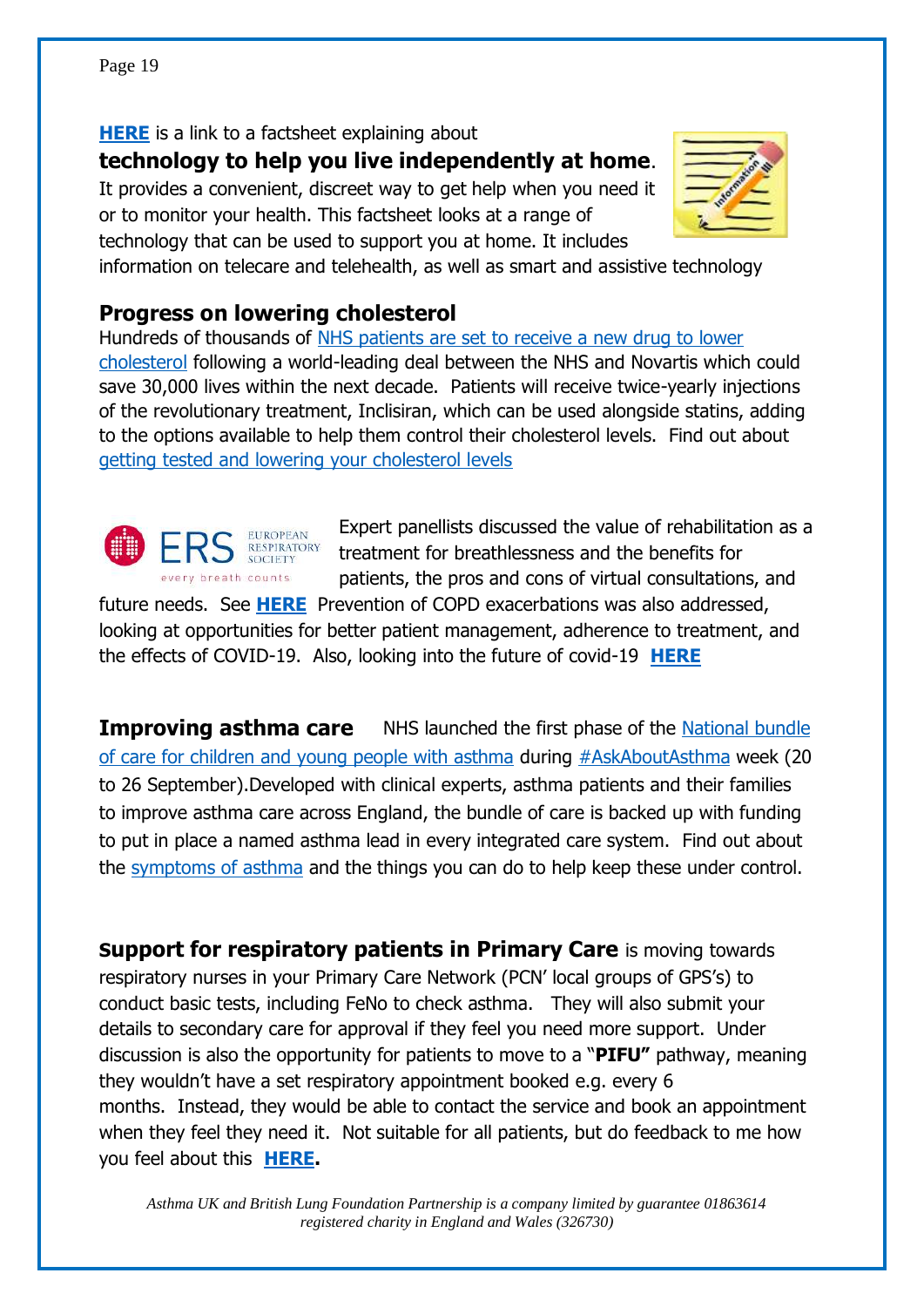**HERE** is a link to a factsheet explaining about

**technology to help you live independently at home**. It provides a convenient, discreet way to get help when you need it or to monitor your health. This factsheet looks at a range of technology that can be used to support you at home. It includes information on telecare and telehealth, as well as smart and assistive technology

## Progress on lowering cholesterol

Hundreds of thousands of NHS patients are set to receive a new drug to lower cholesterol following a world-leading deal between the NHS and Novartis which could save 30,000 lives within the next decade. Patients will receive twice-yearly injections of the revolutionary treatment, Inclisiran, which can be used alongside statins, adding to the options available to help them control their cholesterol levels. Find out about getting tested and lowering your cholesterol levels

ERS EUROPEAN RESPIRATORY SOCIETY every breath counts

Expert panellists discussed the value of rehabilitation as a treatment for breathlessness and the benefits for patients, the pros and cons of virtual consultations, and future needs. See **HERE** Prevention of COPD exacerbations was also addressed, looking at opportunities for better patient management, adherence to treatment, and the effects of COVID-19. Also, looking into the future of covid-19 **HERE**

**Improving asthma care** NHS launched the first phase of the National bundle of care for children and young people with asthma during #AskAboutAsthma week (20 to 26 September).Developed with clinical experts, asthma patients and their families to improve asthma care across England, the bundle of care is backed up with funding to put in place a named asthma lead in every integrated care system. Find out about the symptoms of asthma and the things you can do to help keep these under control.

**Support for respiratory patients in Primary Care** is moving towards respiratory nurses in your Primary Care Network (PCN' local groups of GPS's) to conduct basic tests, including FeNo to check asthma. They will also submit your details to secondary care for approval if they feel you need more support. Under discussion is also the opportunity for patients to move to a "**PIFU"** pathway, meaning they wouldn't have a set respiratory appointment booked e.g. every 6 months. Instead, they would be able to contact the service and book an appointment when they feel they need it. Not suitable for all patients, but do feedback to me how you feel about this **HERE.**

*Asthma UK and British Lung Foundation Partnership is a company limited by guarantee 01863614 registered charity in England and Wales (326730)*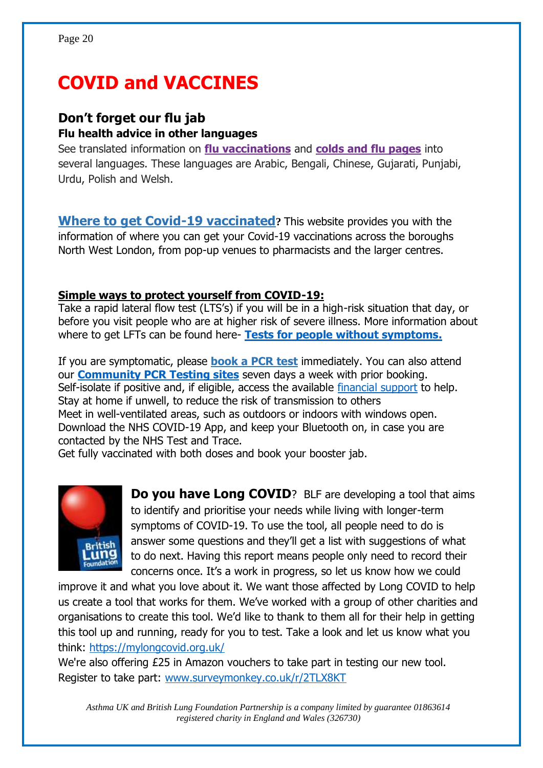# COVID and VACCINES

## Don't forget our flu jab

### Flu health advice in other languages

See translated information on **flu vaccinations** and **colds and flu pages** into several languages. These languages are Arabic, Bengali, Chinese, Gujarati, Punjabi, Urdu, Polish and Welsh.

**Where to get Covid-19 vaccinated**? This website provides you with the information of where you can get your Covid-19 vaccinations across the boroughs North West London, from pop-up venues to pharmacists and the larger centres.

**Simple ways to protect yourself from COVID-19:**

Take a rapid lateral flow test (LTS's) if you will be in a high-risk situation that day, or before you visit people who are at higher risk of severe illness. More information about where to get LFTs can be found here- **Tests for people without symptoms.**

If you are symptomatic, please **book a PCR test** immediately. You can also attend our **Community PCR Testing sites** seven days a week with prior booking.
Self-isolate if positive and, if eligible, access the available financial support to help.
Stay at home if unwell, to reduce the risk of transmission to others
Meet in well-ventilated areas, such as outdoors or indoors with windows open.
Download the NHS COVID-19 App, and keep your Bluetooth on, in case you are contacted by the NHS Test and Trace.
Get fully vaccinated with both doses and book your booster jab.

**Do you have Long COVID**? BLF are developing a tool that aims to identify and prioritise your needs while living with longer-term symptoms of COVID-19. To use the tool, all people need to do is answer some questions and they'll get a list with suggestions of what to do next. Having this report means people only need to record their concerns once. It's a work in progress, so let us know how we could improve it and what you love about it. We want those affected by Long COVID to help us create a tool that works for them. We've worked with a group of other charities and organisations to create this tool. We'd like to thank to them all for their help in getting this tool up and running, ready for you to test. Take a look and let us know what you think: https://mylongcovid.org.uk/

We're also offering £25 in Amazon vouchers to take part in testing our new tool. Register to take part: www.surveymonkey.co.uk/r/2TLX8KT

*Asthma UK and British Lung Foundation Partnership is a company limited by guarantee 01863614 registered charity in England and Wales (326730)*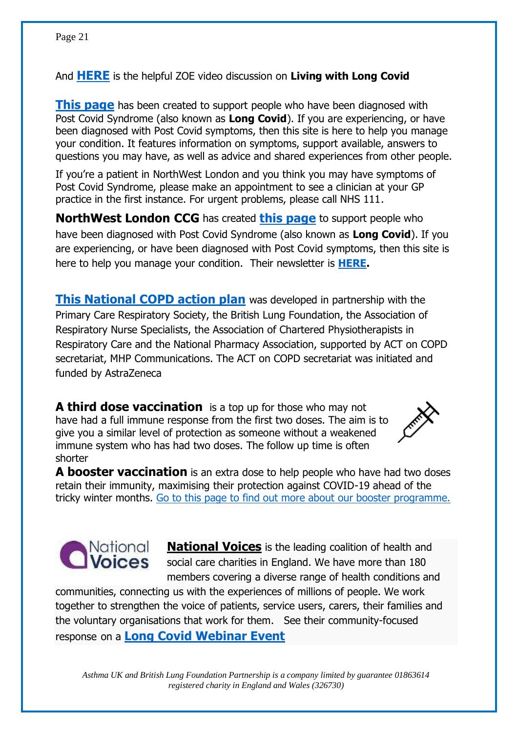And **HERE** is the helpful ZOE video discussion on **Living with Long Covid**

**This page** has been created to support people who have been diagnosed with Post Covid Syndrome (also known as **Long Covid**). If you are experiencing, or have been diagnosed with Post Covid symptoms, then this site is here to help you manage your condition. It features information on symptoms, support available, answers to questions you may have, as well as advice and shared experiences from other people.

If you're a patient in NorthWest London and you think you may have symptoms of Post Covid Syndrome, please make an appointment to see a clinician at your GP practice in the first instance. For urgent problems, please call NHS 111.

**NorthWest London CCG** has created **this page** to support people who have been diagnosed with Post Covid Syndrome (also known as **Long Covid**). If you are experiencing, or have been diagnosed with Post Covid symptoms, then this site is here to help you manage your condition. Their newsletter is **HERE.**

**This National COPD action plan** was developed in partnership with the Primary Care Respiratory Society, the British Lung Foundation, the Association of Respiratory Nurse Specialists, the Association of Chartered Physiotherapists in Respiratory Care and the National Pharmacy Association, supported by ACT on COPD secretariat, MHP Communications. The ACT on COPD secretariat was initiated and funded by AstraZeneca

**A third dose vaccination** is a top up for those who may not have had a full immune response from the first two doses. The aim is to give you a similar level of protection as someone without a weakened immune system who has had two doses. The follow up time is often shorter

**A booster vaccination** is an extra dose to help people who have had two doses retain their immunity, maximising their protection against COVID-19 ahead of the tricky winter months. Go to this page to find out more about our booster programme.

**National Voices** is the leading coalition of health and social care charities in England. We have more than 180 members covering a diverse range of health conditions and communities, connecting us with the experiences of millions of people. We work together to strengthen the voice of patients, service users, carers, their families and the voluntary organisations that work for them. See their community-focused response on a **Long Covid Webinar Event**

*Asthma UK and British Lung Foundation Partnership is a company limited by guarantee 01863614 registered charity in England and Wales (326730)*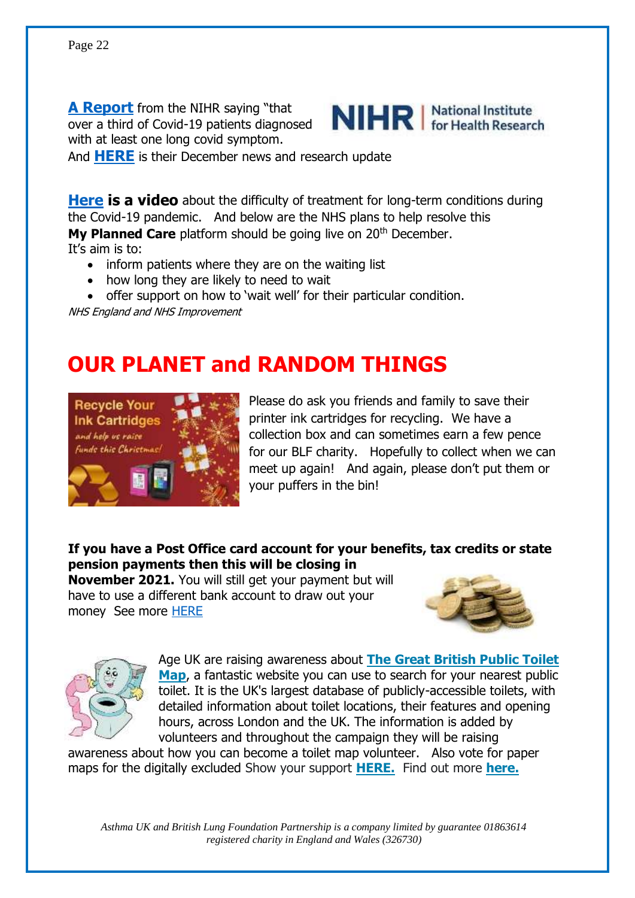**A Report** from the NIHR saying "that over a third of Covid-19 patients diagnosed with at least one long covid symptom.

And **HERE** is their December news and research update

**Here is a video** about the difficulty of treatment for long-term conditions during the Covid-19 pandemic. And below are the NHS plans to help resolve this

**My Planned Care** platform should be going live on 20th December.

It's aim is to:

- inform patients where they are on the waiting list
- how long they are likely to need to wait
- offer support on how to 'wait well' for their particular condition.

*NHS England and NHS Improvement*

# OUR PLANET and RANDOM THINGS

Please do ask you friends and family to save their printer ink cartridges for recycling. We have a collection box and can sometimes earn a few pence for our BLF charity. Hopefully to collect when we can meet up again! And again, please don't put them or your puffers in the bin!

**If you have a Post Office card account for your benefits, tax credits or state pension payments then this will be closing in November 2021.** You will still get your payment but will have to use a different bank account to draw out your money See more HERE

Age UK are raising awareness about **The Great British Public Toilet Map**, a fantastic website you can use to search for your nearest public toilet. It is the UK's largest database of publicly-accessible toilets, with detailed information about toilet locations, their features and opening hours, across London and the UK. The information is added by volunteers and throughout the campaign they will be raising awareness about how you can become a toilet map volunteer. Also vote for paper maps for the digitally excluded Show your support **HERE.** Find out more **here.**

*Asthma UK and British Lung Foundation Partnership is a company limited by guarantee 01863614 registered charity in England and Wales (326730)*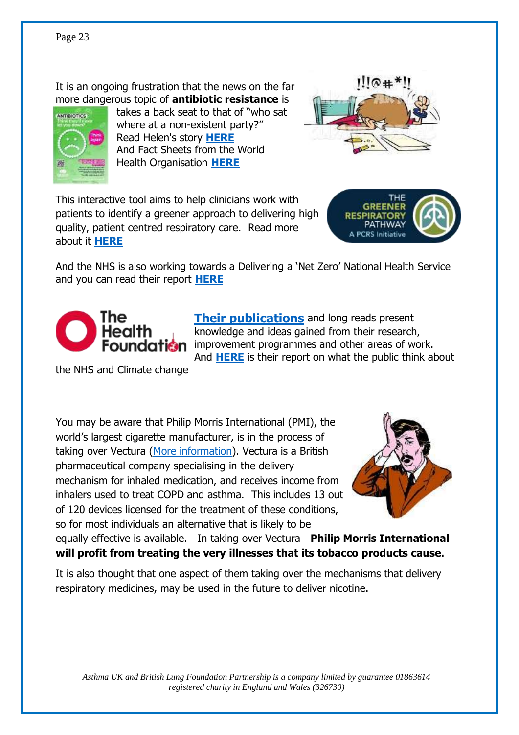It is an ongoing frustration that the news on the far more dangerous topic of **antibiotic resistance** is takes a back seat to that of "who sat where at a non-existent party?"
Read Helen's story **HERE**
And Fact Sheets from the World Health Organisation **HERE**

This interactive tool aims to help clinicians work with patients to identify a greener approach to delivering high quality, patient centred respiratory care. Read more about it **HERE**

And the NHS is also working towards a Delivering a 'Net Zero' National Health Service and you can read their report **HERE**

**Their publications** and long reads present knowledge and ideas gained from their research, improvement programmes and other areas of work. And **HERE** is their report on what the public think about the NHS and Climate change

You may be aware that Philip Morris International (PMI), the world's largest cigarette manufacturer, is in the process of taking over Vectura (More information). Vectura is a British pharmaceutical company specialising in the delivery mechanism for inhaled medication, and receives income from inhalers used to treat COPD and asthma. This includes 13 out of 120 devices licensed for the treatment of these conditions, so for most individuals an alternative that is likely to be equally effective is available. In taking over Vectura **Philip Morris International will profit from treating the very illnesses that its tobacco products cause.**

It is also thought that one aspect of them taking over the mechanisms that delivery respiratory medicines, may be used in the future to deliver nicotine.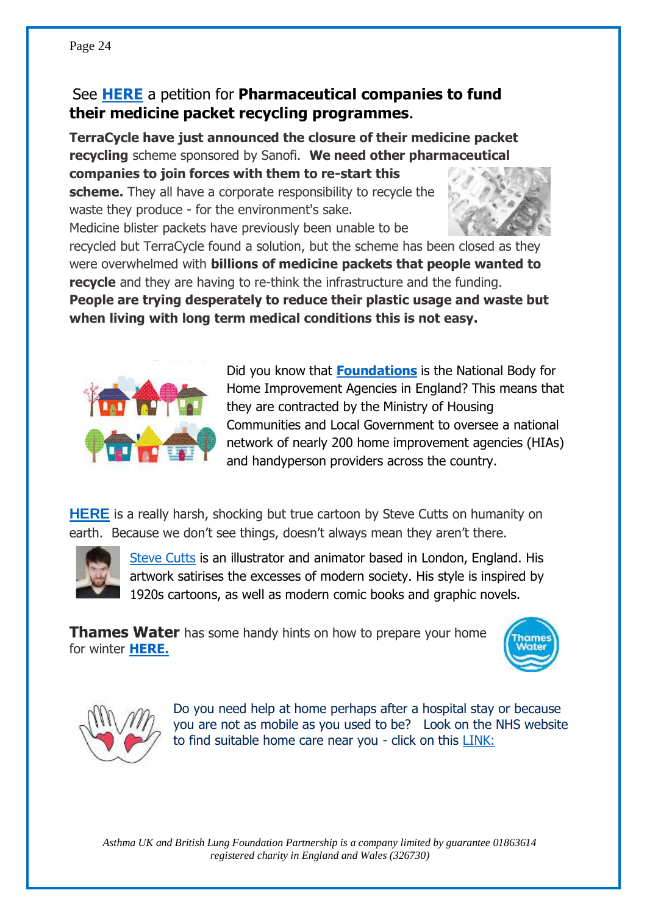See **HERE** a petition for **Pharmaceutical companies to fund their medicine packet recycling programmes**.

**TerraCycle have just announced the closure of their medicine packet recycling** scheme sponsored by Sanofi. **We need other pharmaceutical companies to join forces with them to re-start this scheme.** They all have a corporate responsibility to recycle the waste they produce - for the environment's sake. Medicine blister packets have previously been unable to be recycled but TerraCycle found a solution, but the scheme has been closed as they were overwhelmed with **billions of medicine packets that people wanted to recycle** and they are having to re-think the infrastructure and the funding. **People are trying desperately to reduce their plastic usage and waste but when living with long term medical conditions this is not easy.**

Did you know that **Foundations** is the National Body for Home Improvement Agencies in England? This means that they are contracted by the Ministry of Housing Communities and Local Government to oversee a national network of nearly 200 home improvement agencies (HIAs) and handyperson providers across the country.

**HERE** is a really harsh, shocking but true cartoon by Steve Cutts on humanity on earth. Because we don't see things, doesn't always mean they aren't there.

Steve Cutts is an illustrator and animator based in London, England. His artwork satirises the excesses of modern society. His style is inspired by 1920s cartoons, as well as modern comic books and graphic novels.

**Thames Water** has some handy hints on how to prepare your home for winter **HERE.**

Do you need help at home perhaps after a hospital stay or because you are not as mobile as you used to be? Look on the NHS website to find suitable home care near you - click on this LINK:

*Asthma UK and British Lung Foundation Partnership is a company limited by guarantee 01863614 registered charity in England and Wales (326730)*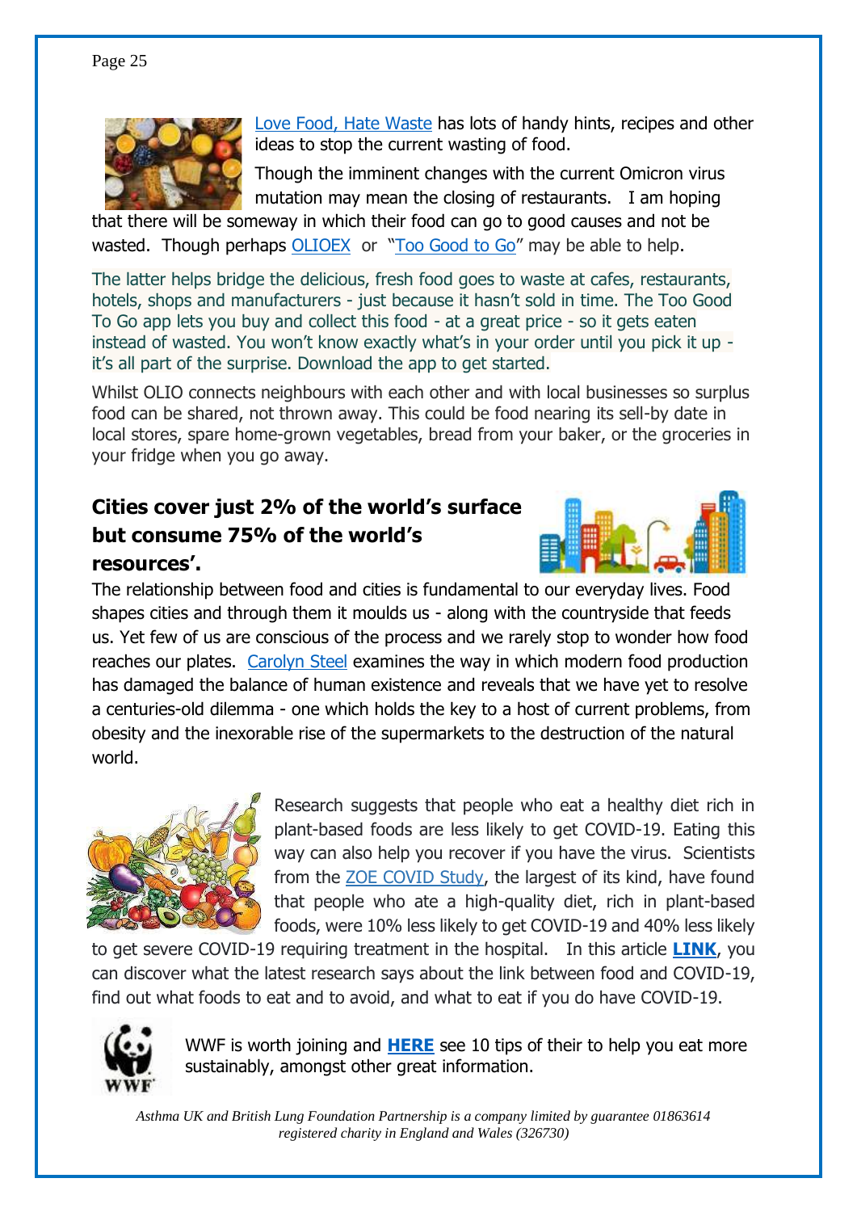[Love Food, Hate Waste] has lots of handy hints, recipes and other ideas to stop the current wasting of food.

Though the imminent changes with the current Omicron virus mutation may mean the closing of restaurants. I am hoping that there will be someway in which their food can go to good causes and not be wasted. Though perhaps OLIOEX or "Too Good to Go" may be able to help.

The latter helps bridge the delicious, fresh food goes to waste at cafes, restaurants, hotels, shops and manufacturers - just because it hasn't sold in time. The Too Good To Go app lets you buy and collect this food - at a great price - so it gets eaten instead of wasted. You won't know exactly what's in your order until you pick it up - it's all part of the surprise. Download the app to get started.

Whilst OLIO connects neighbours with each other and with local businesses so surplus food can be shared, not thrown away. This could be food nearing its sell-by date in local stores, spare home-grown vegetables, bread from your baker, or the groceries in your fridge when you go away.

## Cities cover just 2% of the world's surface but consume 75% of the world's resources'.

The relationship between food and cities is fundamental to our everyday lives. Food shapes cities and through them it moulds us - along with the countryside that feeds us. Yet few of us are conscious of the process and we rarely stop to wonder how food reaches our plates. Carolyn Steel examines the way in which modern food production has damaged the balance of human existence and reveals that we have yet to resolve a centuries-old dilemma - one which holds the key to a host of current problems, from obesity and the inexorable rise of the supermarkets to the destruction of the natural world.

Research suggests that people who eat a healthy diet rich in plant-based foods are less likely to get COVID-19. Eating this way can also help you recover if you have the virus. Scientists from the ZOE COVID Study, the largest of its kind, have found that people who ate a high-quality diet, rich in plant-based foods, were 10% less likely to get COVID-19 and 40% less likely to get severe COVID-19 requiring treatment in the hospital. In this article **LINK**, you can discover what the latest research says about the link between food and COVID-19, find out what foods to eat and to avoid, and what to eat if you do have COVID-19.

WWF is worth joining and **HERE** see 10 tips of their to help you eat more sustainably, amongst other great information.

*Asthma UK and British Lung Foundation Partnership is a company limited by guarantee 01863614 registered charity in England and Wales (326730)*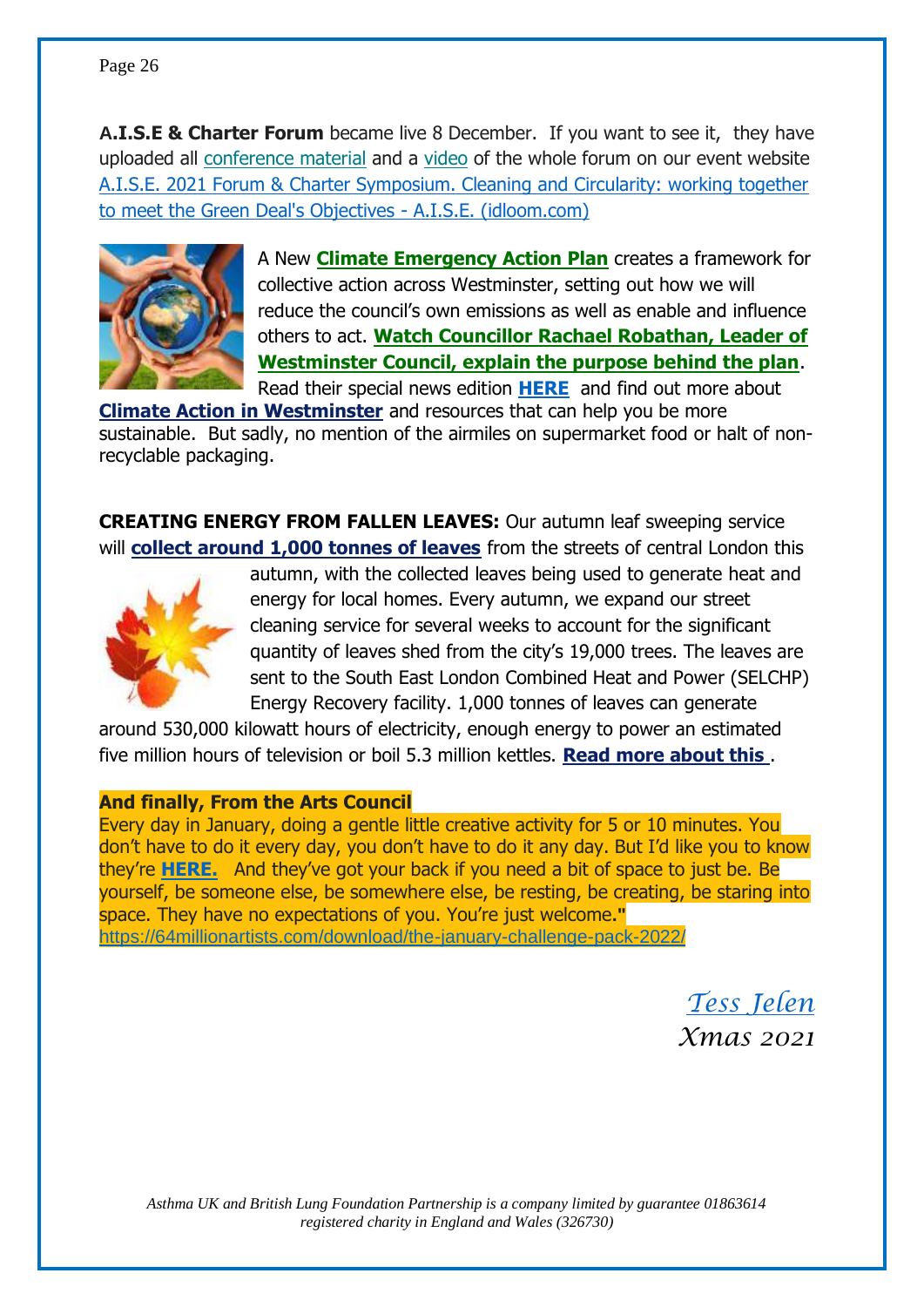**A.I.S.E & Charter Forum** became live 8 December. If you want to see it, they have uploaded all conference material and a video of the whole forum on our event website A.I.S.E. 2021 Forum & Charter Symposium. Cleaning and Circularity: working together to meet the Green Deal's Objectives - A.I.S.E. (idloom.com)

A New **Climate Emergency Action Plan** creates a framework for collective action across Westminster, setting out how we will reduce the council's own emissions as well as enable and influence others to act. **Watch Councillor Rachael Robathan, Leader of Westminster Council, explain the purpose behind the plan**. Read their special news edition **HERE** and find out more about **Climate Action in Westminster** and resources that can help you be more sustainable. But sadly, no mention of the airmiles on supermarket food or halt of non-recyclable packaging.

**CREATING ENERGY FROM FALLEN LEAVES:** Our autumn leaf sweeping service will **collect around 1,000 tonnes of leaves** from the streets of central London this autumn, with the collected leaves being used to generate heat and energy for local homes. Every autumn, we expand our street cleaning service for several weeks to account for the significant quantity of leaves shed from the city's 19,000 trees. The leaves are sent to the South East London Combined Heat and Power (SELCHP) Energy Recovery facility. 1,000 tonnes of leaves can generate around 530,000 kilowatt hours of electricity, enough energy to power an estimated five million hours of television or boil 5.3 million kettles. **Read more about this** .

**And finally, From the Arts Council**

Every day in January, doing a gentle little creative activity for 5 or 10 minutes. You don't have to do it every day, you don't have to do it any day. But I'd like you to know they're **HERE.** And they've got your back if you need a bit of space to just be. Be yourself, be someone else, be somewhere else, be resting, be creating, be staring into space. They have no expectations of you. You're just welcome."
https://64millionartists.com/download/the-january-challenge-pack-2022/

*Tess Jelen*
*Xmas 2021*

*Asthma UK and British Lung Foundation Partnership is a company limited by guarantee 01863614 registered charity in England and Wales (326730)*